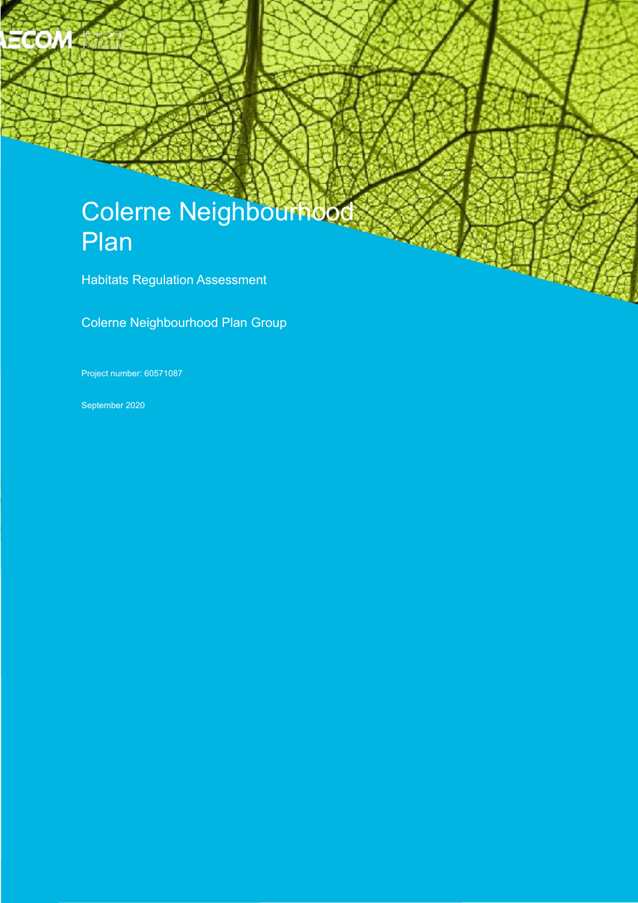# Colerne Neighbourhood Plan

Habitats Regulation Assessment

Colerne Neighbourhood Plan Group

Project number: 60571087

September 2020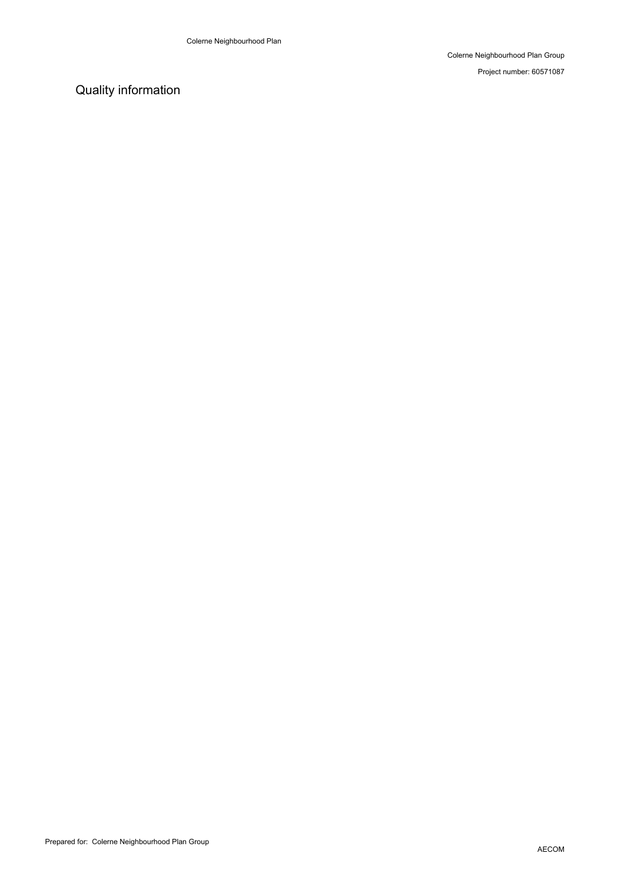# Quality information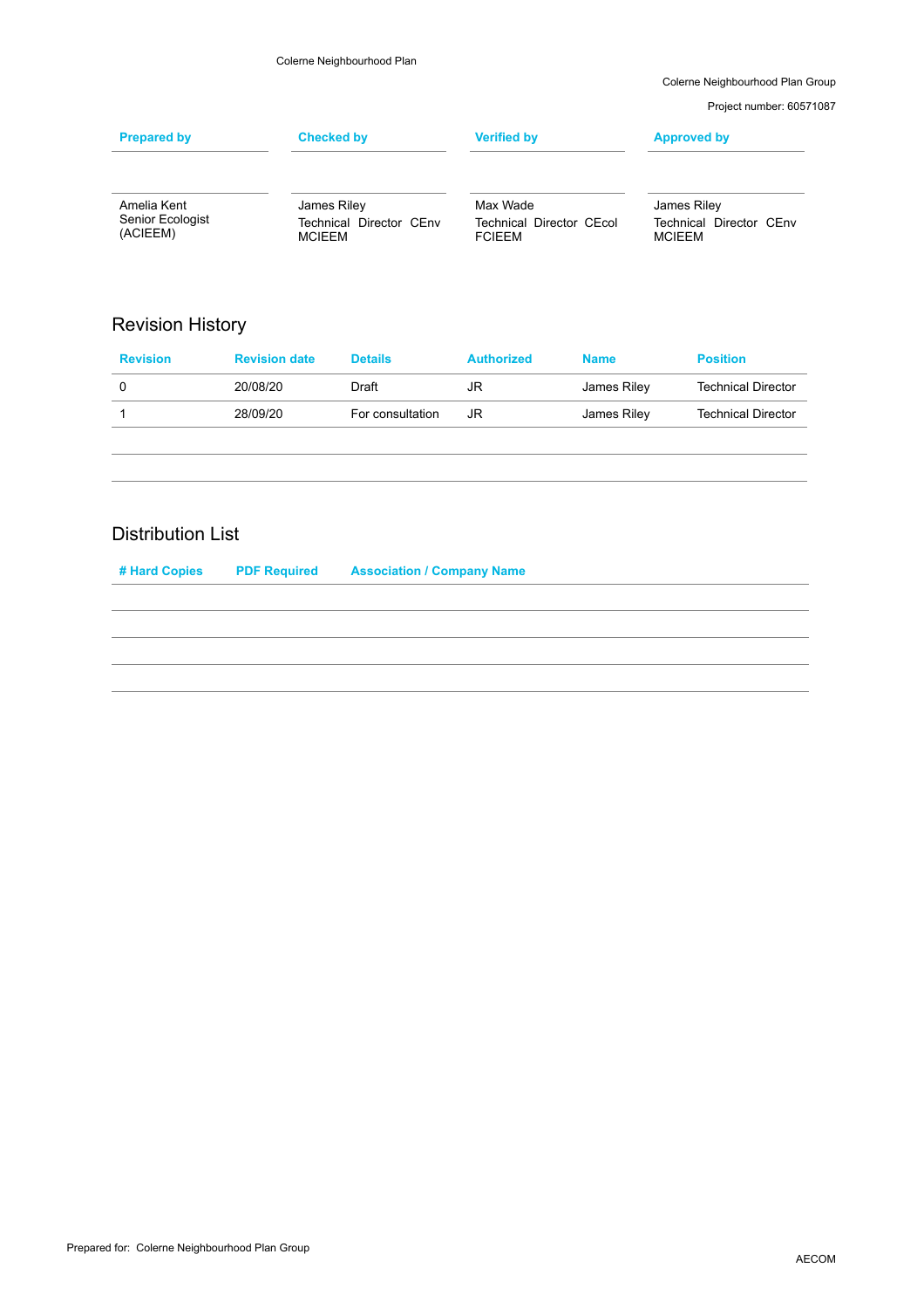| Prepared by | Checked by | Verified by | Approved by |
| --- | --- | --- | --- |
| Amelia Kent<br>Senior Ecologist (ACIEEM) | James Riley<br>Technical Director CEnv MCIEEM | Max Wade<br>Technical Director CEcol FCIEEM | James Riley<br>Technical Director CEnv MCIEEM |

## Revision History

| Revision | Revision date | Details | Authorized | Name | Position |
| --- | --- | --- | --- | --- | --- |
| 0 | 20/08/20 | Draft | JR | James Riley | Technical Director |
| 1 | 28/09/20 | For consultation | JR | James Riley | Technical Director |
| | | | | | |
| | | | | | |

## Distribution List

| # Hard Copies | PDF Required | Association / Company Name |
| --- | --- | --- |
| | | |
| | | |
| | | |
| | | |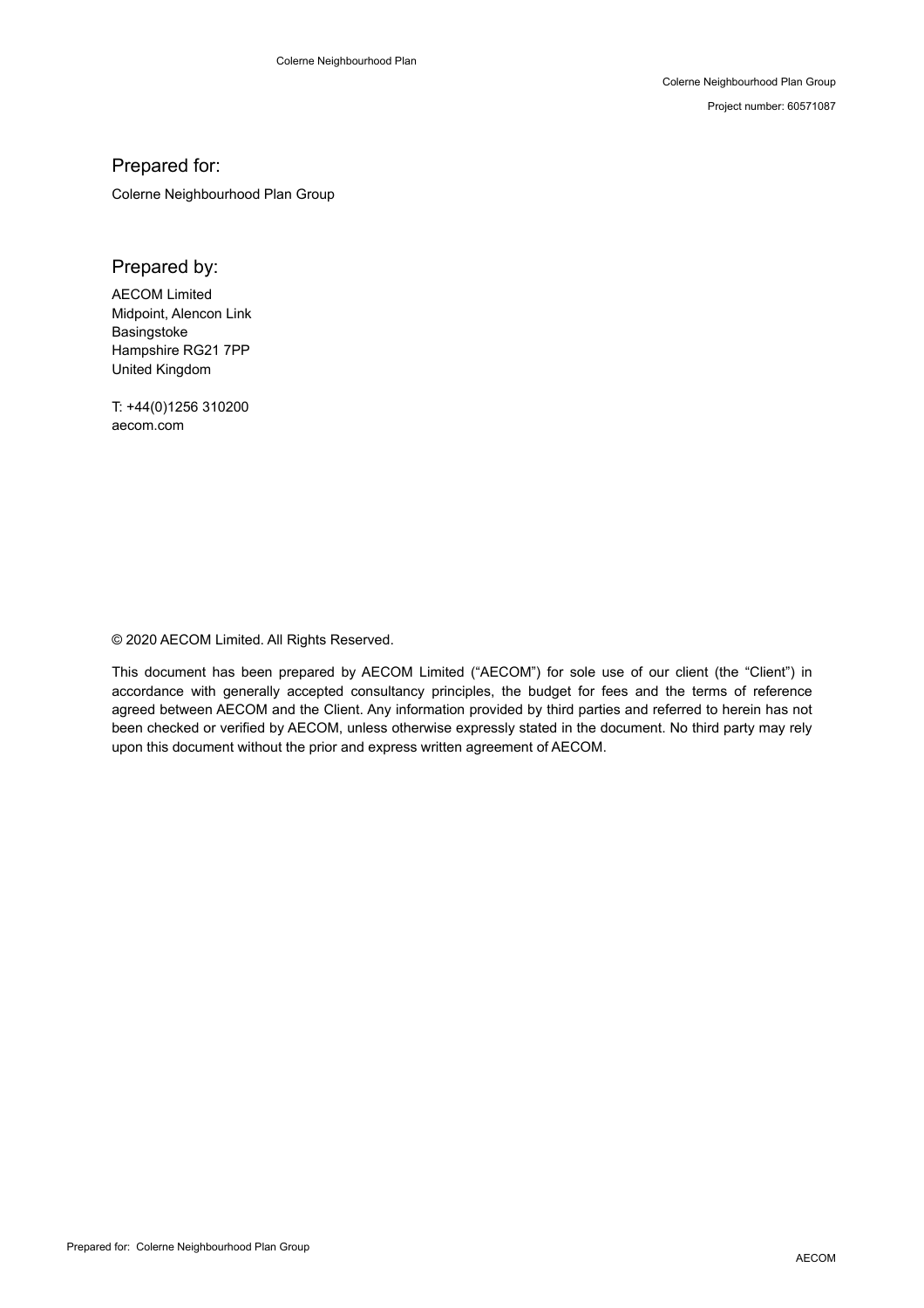Colerne Neighbourhood Plan Group

Project number: 60571087

## Prepared for:

Colerne Neighbourhood Plan Group

## Prepared by:

AECOM Limited
Midpoint, Alencon Link
Basingstoke
Hampshire RG21 7PP
United Kingdom

T: +44(0)1256 310200
aecom.com

© 2020 AECOM Limited. All Rights Reserved.

This document has been prepared by AECOM Limited ("AECOM") for sole use of our client (the "Client") in accordance with generally accepted consultancy principles, the budget for fees and the terms of reference agreed between AECOM and the Client. Any information provided by third parties and referred to herein has not been checked or verified by AECOM, unless otherwise expressly stated in the document. No third party may rely upon this document without the prior and express written agreement of AECOM.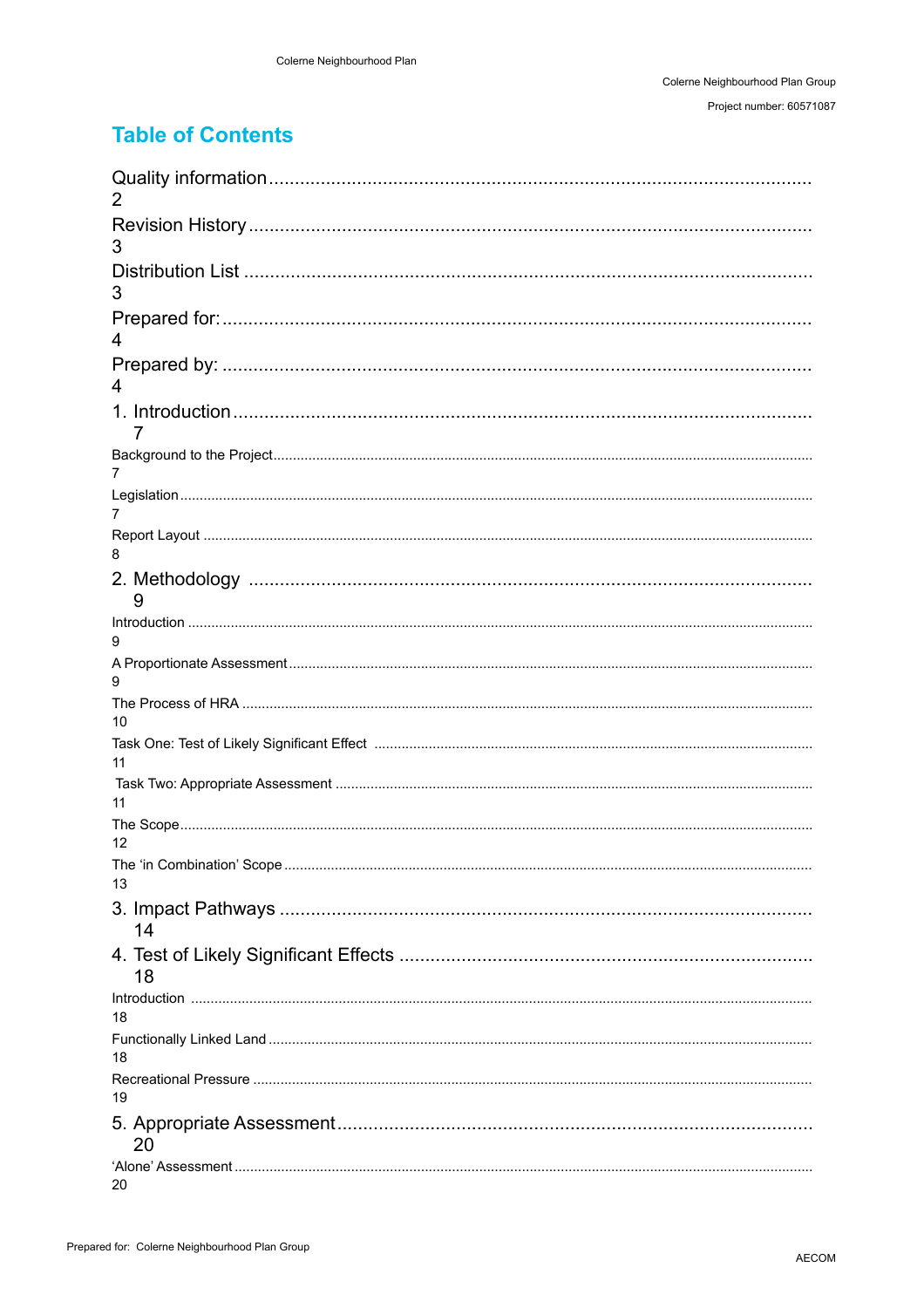# Table of Contents

Quality information ........ 2

Revision History ........ 3

Distribution List ........ 3

Prepared for: ........ 4

Prepared by: ........ 4

1. Introduction ........ 7
   - Background to the Project ........ 7
   - Legislation ........ 7
   - Report Layout ........ 8
2. Methodology ........ 9
   - Introduction ........ 9
   - A Proportionate Assessment ........ 9
   - The Process of HRA ........ 10
   - Task One: Test of Likely Significant Effect ........ 11
   - Task Two: Appropriate Assessment ........ 11
   - The Scope ........ 12
   - The 'in Combination' Scope ........ 13
3. Impact Pathways ........ 14
4. Test of Likely Significant Effects ........ 18
   - Introduction ........ 18
   - Functionally Linked Land ........ 18
   - Recreational Pressure ........ 19
5. Appropriate Assessment ........ 20
   - 'Alone' Assessment ........ 20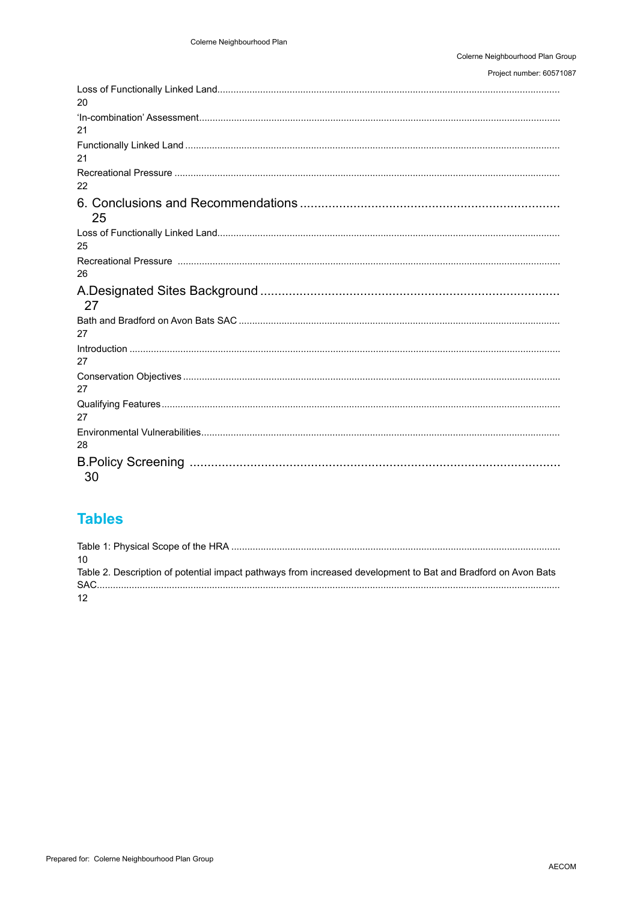Loss of Functionally Linked Land ..... 20

'In-combination' Assessment ..... 21

Functionally Linked Land ..... 21

Recreational Pressure ..... 22

6. Conclusions and Recommendations ..... 25

Loss of Functionally Linked Land ..... 25

Recreational Pressure ..... 26

A.Designated Sites Background ..... 27

Bath and Bradford on Avon Bats SAC ..... 27

Introduction ..... 27

Conservation Objectives ..... 27

Qualifying Features ..... 27

Environmental Vulnerabilities ..... 28

B.Policy Screening ..... 30

## Tables

Table 1: Physical Scope of the HRA ..... 10

Table 2. Description of potential impact pathways from increased development to Bat and Bradford on Avon Bats SAC ..... 12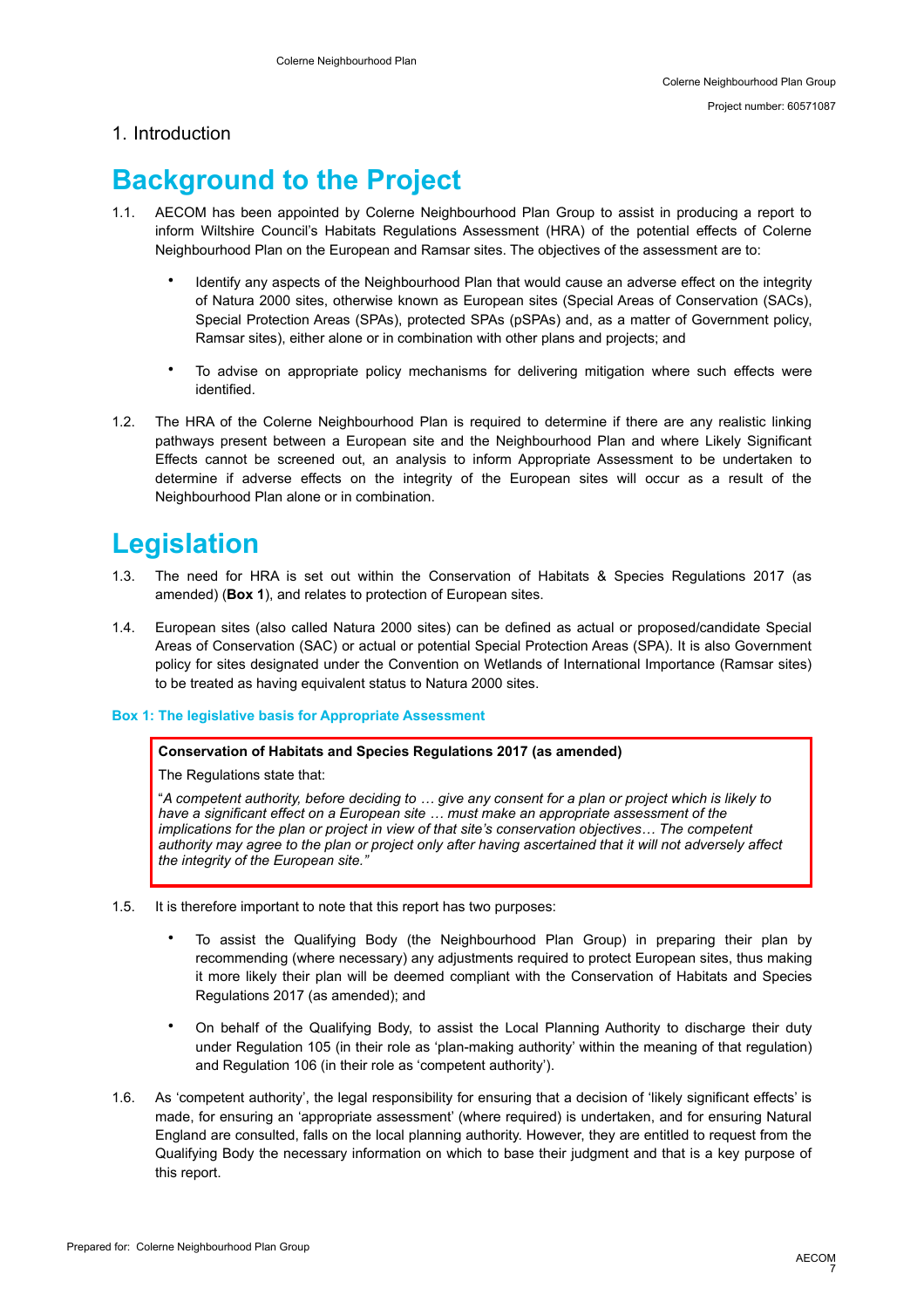# 1. Introduction

## Background to the Project

1.1. AECOM has been appointed by Colerne Neighbourhood Plan Group to assist in producing a report to inform Wiltshire Council's Habitats Regulations Assessment (HRA) of the potential effects of Colerne Neighbourhood Plan on the European and Ramsar sites. The objectives of the assessment are to:

- Identify any aspects of the Neighbourhood Plan that would cause an adverse effect on the integrity of Natura 2000 sites, otherwise known as European sites (Special Areas of Conservation (SACs), Special Protection Areas (SPAs), protected SPAs (pSPAs) and, as a matter of Government policy, Ramsar sites), either alone or in combination with other plans and projects; and
- To advise on appropriate policy mechanisms for delivering mitigation where such effects were identified.

1.2. The HRA of the Colerne Neighbourhood Plan is required to determine if there are any realistic linking pathways present between a European site and the Neighbourhood Plan and where Likely Significant Effects cannot be screened out, an analysis to inform Appropriate Assessment to be undertaken to determine if adverse effects on the integrity of the European sites will occur as a result of the Neighbourhood Plan alone or in combination.

## Legislation

1.3. The need for HRA is set out within the Conservation of Habitats & Species Regulations 2017 (as amended) (**Box 1**), and relates to protection of European sites.

1.4. European sites (also called Natura 2000 sites) can be defined as actual or proposed/candidate Special Areas of Conservation (SAC) or actual or potential Special Protection Areas (SPA). It is also Government policy for sites designated under the Convention on Wetlands of International Importance (Ramsar sites) to be treated as having equivalent status to Natura 2000 sites.

**Box 1: The legislative basis for Appropriate Assessment**

> **Conservation of Habitats and Species Regulations 2017 (as amended)**
>
> The Regulations state that:
>
> "*A competent authority, before deciding to … give any consent for a plan or project which is likely to have a significant effect on a European site … must make an appropriate assessment of the implications for the plan or project in view of that site's conservation objectives… The competent authority may agree to the plan or project only after having ascertained that it will not adversely affect the integrity of the European site.*"

1.5. It is therefore important to note that this report has two purposes:

- To assist the Qualifying Body (the Neighbourhood Plan Group) in preparing their plan by recommending (where necessary) any adjustments required to protect European sites, thus making it more likely their plan will be deemed compliant with the Conservation of Habitats and Species Regulations 2017 (as amended); and
- On behalf of the Qualifying Body, to assist the Local Planning Authority to discharge their duty under Regulation 105 (in their role as 'plan-making authority' within the meaning of that regulation) and Regulation 106 (in their role as 'competent authority').

1.6. As 'competent authority', the legal responsibility for ensuring that a decision of 'likely significant effects' is made, for ensuring an 'appropriate assessment' (where required) is undertaken, and for ensuring Natural England are consulted, falls on the local planning authority. However, they are entitled to request from the Qualifying Body the necessary information on which to base their judgment and that is a key purpose of this report.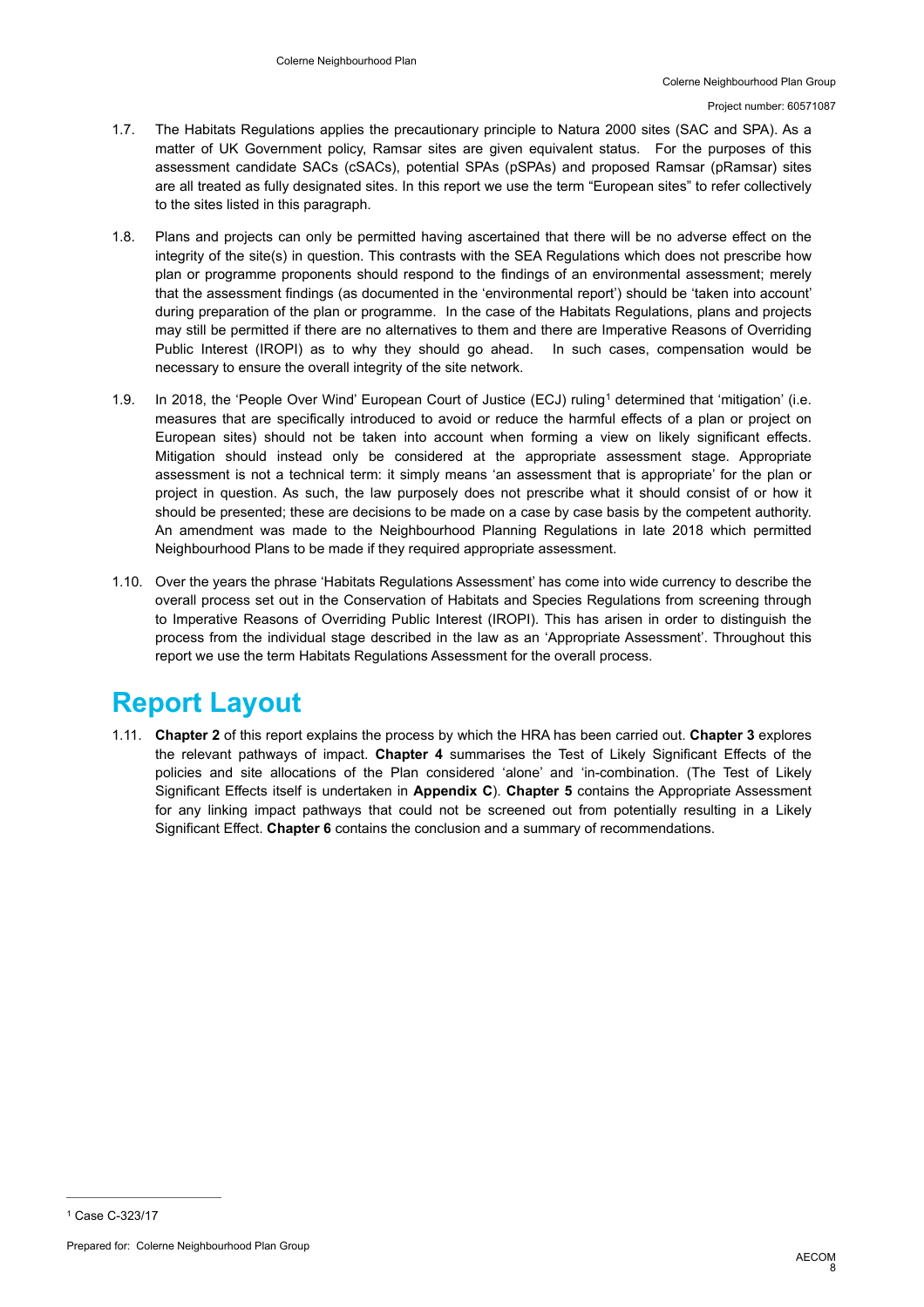1.7. The Habitats Regulations applies the precautionary principle to Natura 2000 sites (SAC and SPA). As a matter of UK Government policy, Ramsar sites are given equivalent status. For the purposes of this assessment candidate SACs (cSACs), potential SPAs (pSPAs) and proposed Ramsar (pRamsar) sites are all treated as fully designated sites. In this report we use the term "European sites" to refer collectively to the sites listed in this paragraph.

1.8. Plans and projects can only be permitted having ascertained that there will be no adverse effect on the integrity of the site(s) in question. This contrasts with the SEA Regulations which does not prescribe how plan or programme proponents should respond to the findings of an environmental assessment; merely that the assessment findings (as documented in the 'environmental report') should be 'taken into account' during preparation of the plan or programme. In the case of the Habitats Regulations, plans and projects may still be permitted if there are no alternatives to them and there are Imperative Reasons of Overriding Public Interest (IROPI) as to why they should go ahead. In such cases, compensation would be necessary to ensure the overall integrity of the site network.

1.9. In 2018, the 'People Over Wind' European Court of Justice (ECJ) ruling[1] determined that 'mitigation' (i.e. measures that are specifically introduced to avoid or reduce the harmful effects of a plan or project on European sites) should not be taken into account when forming a view on likely significant effects. Mitigation should instead only be considered at the appropriate assessment stage. Appropriate assessment is not a technical term: it simply means 'an assessment that is appropriate' for the plan or project in question. As such, the law purposely does not prescribe what it should consist of or how it should be presented; these are decisions to be made on a case by case basis by the competent authority. An amendment was made to the Neighbourhood Planning Regulations in late 2018 which permitted Neighbourhood Plans to be made if they required appropriate assessment.

1.10. Over the years the phrase 'Habitats Regulations Assessment' has come into wide currency to describe the overall process set out in the Conservation of Habitats and Species Regulations from screening through to Imperative Reasons of Overriding Public Interest (IROPI). This has arisen in order to distinguish the process from the individual stage described in the law as an 'Appropriate Assessment'. Throughout this report we use the term Habitats Regulations Assessment for the overall process.

## Report Layout

1.11. **Chapter 2** of this report explains the process by which the HRA has been carried out. **Chapter 3** explores the relevant pathways of impact. **Chapter 4** summarises the Test of Likely Significant Effects of the policies and site allocations of the Plan considered 'alone' and 'in-combination. (The Test of Likely Significant Effects itself is undertaken in **Appendix C**). **Chapter 5** contains the Appropriate Assessment for any linking impact pathways that could not be screened out from potentially resulting in a Likely Significant Effect. **Chapter 6** contains the conclusion and a summary of recommendations.

---

[1] Case C-323/17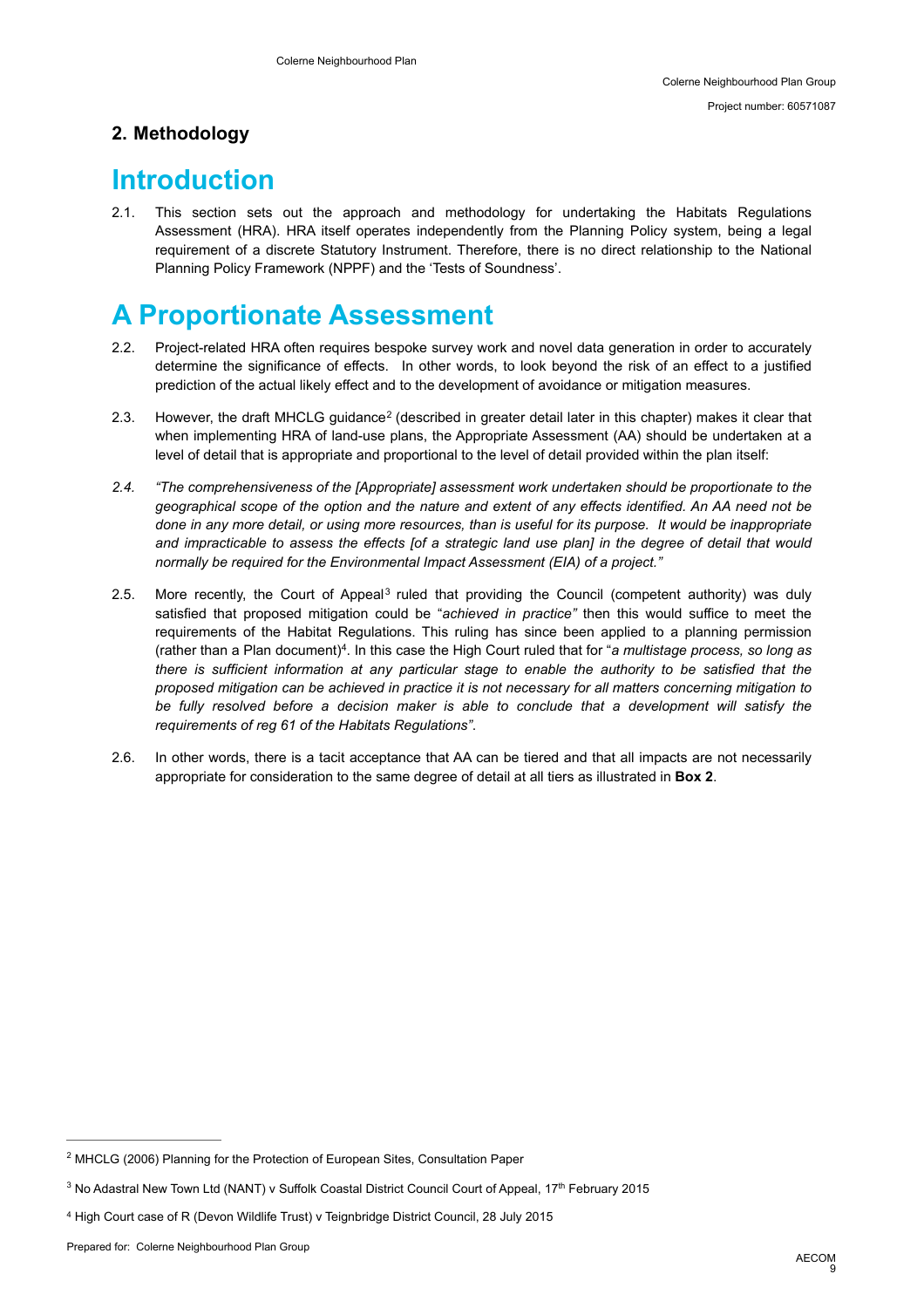## 2. Methodology

# Introduction

2.1. This section sets out the approach and methodology for undertaking the Habitats Regulations Assessment (HRA). HRA itself operates independently from the Planning Policy system, being a legal requirement of a discrete Statutory Instrument. Therefore, there is no direct relationship to the National Planning Policy Framework (NPPF) and the 'Tests of Soundness'.

# A Proportionate Assessment

2.2. Project-related HRA often requires bespoke survey work and novel data generation in order to accurately determine the significance of effects. In other words, to look beyond the risk of an effect to a justified prediction of the actual likely effect and to the development of avoidance or mitigation measures.

2.3. However, the draft MHCLG guidance[2] (described in greater detail later in this chapter) makes it clear that when implementing HRA of land-use plans, the Appropriate Assessment (AA) should be undertaken at a level of detail that is appropriate and proportional to the level of detail provided within the plan itself:

*2.4. "The comprehensiveness of the [Appropriate] assessment work undertaken should be proportionate to the geographical scope of the option and the nature and extent of any effects identified. An AA need not be done in any more detail, or using more resources, than is useful for its purpose. It would be inappropriate and impracticable to assess the effects [of a strategic land use plan] in the degree of detail that would normally be required for the Environmental Impact Assessment (EIA) of a project."*

2.5. More recently, the Court of Appeal[3] ruled that providing the Council (competent authority) was duly satisfied that proposed mitigation could be "*achieved in practice"* then this would suffice to meet the requirements of the Habitat Regulations. This ruling has since been applied to a planning permission (rather than a Plan document)[4]. In this case the High Court ruled that for "*a multistage process, so long as there is sufficient information at any particular stage to enable the authority to be satisfied that the proposed mitigation can be achieved in practice it is not necessary for all matters concerning mitigation to be fully resolved before a decision maker is able to conclude that a development will satisfy the requirements of reg 61 of the Habitats Regulations"*.

2.6. In other words, there is a tacit acceptance that AA can be tiered and that all impacts are not necessarily appropriate for consideration to the same degree of detail at all tiers as illustrated in **Box 2**.

---

[2] MHCLG (2006) Planning for the Protection of European Sites, Consultation Paper

[3] No Adastral New Town Ltd (NANT) v Suffolk Coastal District Council Court of Appeal, 17th February 2015

[4] High Court case of R (Devon Wildlife Trust) v Teignbridge District Council, 28 July 2015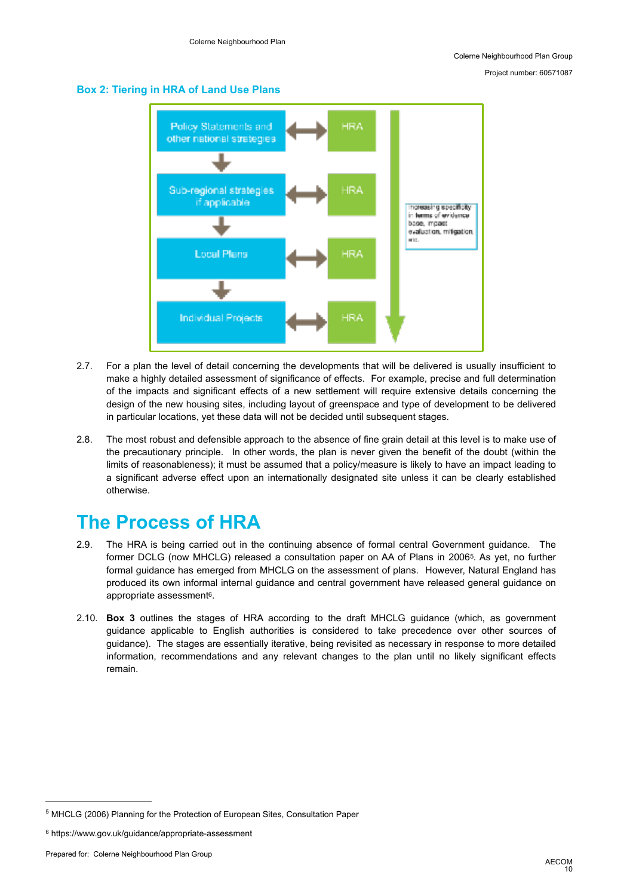## Box 2: Tiering in HRA of Land Use Plans

Policy Statements and other national strategies ↔ HRA

Sub-regional strategies if applicable ↔ HRA

Local Plans ↔ HRA

Individual Projects ↔ HRA

Increasing specificity in terms of evidence base, impact evaluation, mitigation etc.

2.7. For a plan the level of detail concerning the developments that will be delivered is usually insufficient to make a highly detailed assessment of significance of effects. For example, precise and full determination of the impacts and significant effects of a new settlement will require extensive details concerning the design of the new housing sites, including layout of greenspace and type of development to be delivered in particular locations, yet these data will not be decided until subsequent stages.

2.8. The most robust and defensible approach to the absence of fine grain detail at this level is to make use of the precautionary principle. In other words, the plan is never given the benefit of the doubt (within the limits of reasonableness); it must be assumed that a policy/measure is likely to have an impact leading to a significant adverse effect upon an internationally designated site unless it can be clearly established otherwise.

# The Process of HRA

2.9. The HRA is being carried out in the continuing absence of formal central Government guidance. The former DCLG (now MHCLG) released a consultation paper on AA of Plans in 2006[5]. As yet, no further formal guidance has emerged from MHCLG on the assessment of plans. However, Natural England has produced its own informal internal guidance and central government have released general guidance on appropriate assessment[6].

2.10. **Box 3** outlines the stages of HRA according to the draft MHCLG guidance (which, as government guidance applicable to English authorities is considered to take precedence over other sources of guidance). The stages are essentially iterative, being revisited as necessary in response to more detailed information, recommendations and any relevant changes to the plan until no likely significant effects remain.

[5] MHCLG (2006) Planning for the Protection of European Sites, Consultation Paper

[6] https://www.gov.uk/guidance/appropriate-assessment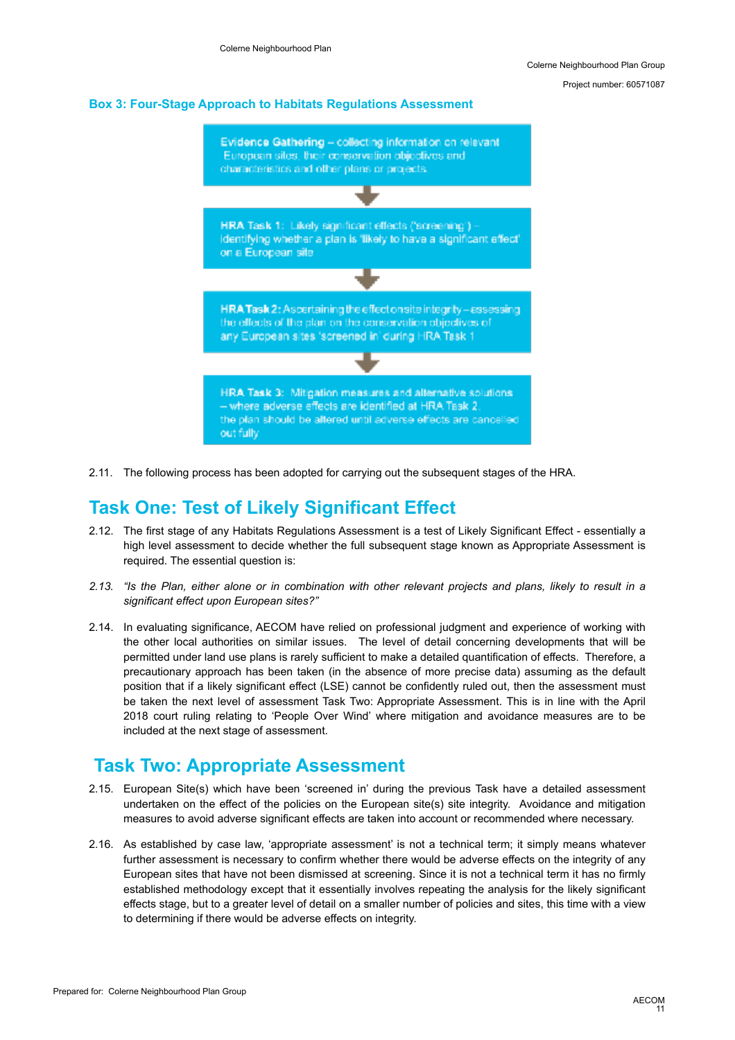**Box 3: Four-Stage Approach to Habitats Regulations Assessment**

**Evidence Gathering** – collecting information on relevant European sites, their conservation objectives and characteristics and other plans or projects.

↓

**HRA Task 1:** Likely significant effects ('screening') – identifying whether a plan is 'likely to have a significant effect' on a European site

↓

**HRA Task 2:** Ascertaining the effect on site integrity – assessing the effects of the plan on the conservation objectives of any European sites 'screened in' during HRA Task 1

↓

**HRA Task 3:** Mitigation measures and alternative solutions – where adverse effects are identified at HRA Task 2, the plan should be altered until adverse effects are cancelled out fully

2.11. The following process has been adopted for carrying out the subsequent stages of the HRA.

## Task One: Test of Likely Significant Effect

2.12. The first stage of any Habitats Regulations Assessment is a test of Likely Significant Effect - essentially a high level assessment to decide whether the full subsequent stage known as Appropriate Assessment is required. The essential question is:

*2.13. "Is the Plan, either alone or in combination with other relevant projects and plans, likely to result in a significant effect upon European sites?"*

2.14. In evaluating significance, AECOM have relied on professional judgment and experience of working with the other local authorities on similar issues. The level of detail concerning developments that will be permitted under land use plans is rarely sufficient to make a detailed quantification of effects. Therefore, a precautionary approach has been taken (in the absence of more precise data) assuming as the default position that if a likely significant effect (LSE) cannot be confidently ruled out, then the assessment must be taken the next level of assessment Task Two: Appropriate Assessment. This is in line with the April 2018 court ruling relating to 'People Over Wind' where mitigation and avoidance measures are to be included at the next stage of assessment.

## Task Two: Appropriate Assessment

2.15. European Site(s) which have been 'screened in' during the previous Task have a detailed assessment undertaken on the effect of the policies on the European site(s) site integrity. Avoidance and mitigation measures to avoid adverse significant effects are taken into account or recommended where necessary.

2.16. As established by case law, 'appropriate assessment' is not a technical term; it simply means whatever further assessment is necessary to confirm whether there would be adverse effects on the integrity of any European sites that have not been dismissed at screening. Since it is not a technical term it has no firmly established methodology except that it essentially involves repeating the analysis for the likely significant effects stage, but to a greater level of detail on a smaller number of policies and sites, this time with a view to determining if there would be adverse effects on integrity.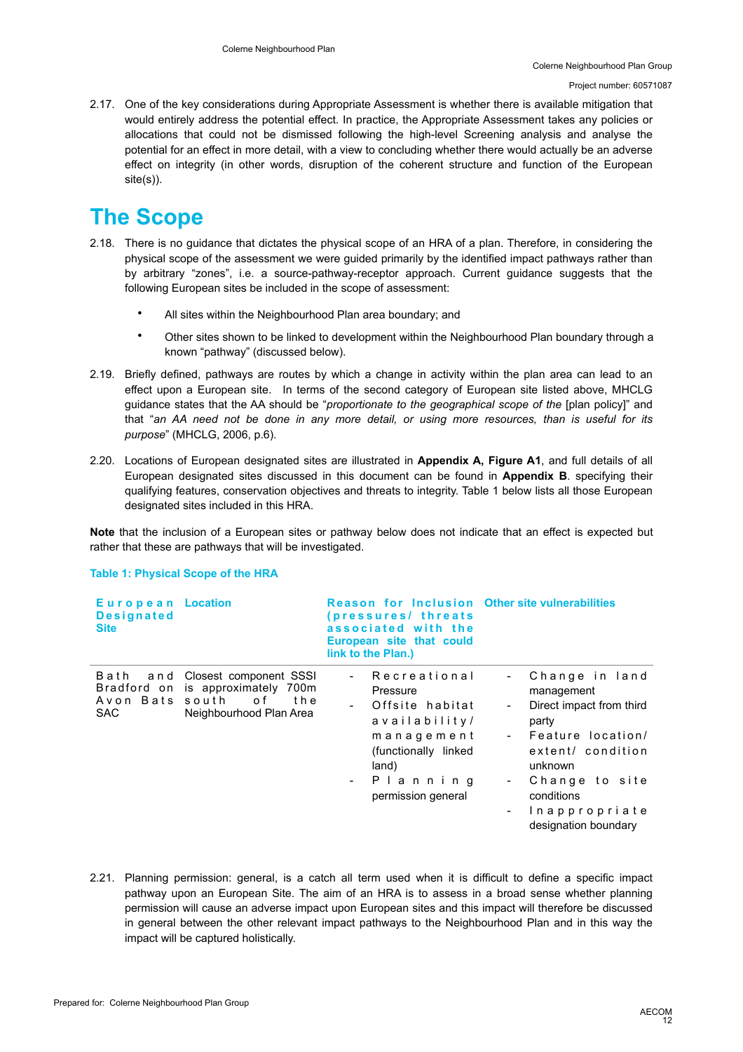2.17. One of the key considerations during Appropriate Assessment is whether there is available mitigation that would entirely address the potential effect. In practice, the Appropriate Assessment takes any policies or allocations that could not be dismissed following the high-level Screening analysis and analyse the potential for an effect in more detail, with a view to concluding whether there would actually be an adverse effect on integrity (in other words, disruption of the coherent structure and function of the European site(s)).

# The Scope

2.18. There is no guidance that dictates the physical scope of an HRA of a plan. Therefore, in considering the physical scope of the assessment we were guided primarily by the identified impact pathways rather than by arbitrary "zones", i.e. a source-pathway-receptor approach. Current guidance suggests that the following European sites be included in the scope of assessment:

- All sites within the Neighbourhood Plan area boundary; and
- Other sites shown to be linked to development within the Neighbourhood Plan boundary through a known "pathway" (discussed below).

2.19. Briefly defined, pathways are routes by which a change in activity within the plan area can lead to an effect upon a European site. In terms of the second category of European site listed above, MHCLG guidance states that the AA should be "*proportionate to the geographical scope of the* [plan policy]" and that "*an AA need not be done in any more detail, or using more resources, than is useful for its purpose*" (MHCLG, 2006, p.6).

2.20. Locations of European designated sites are illustrated in **Appendix A, Figure A1**, and full details of all European designated sites discussed in this document can be found in **Appendix B**. specifying their qualifying features, conservation objectives and threats to integrity. Table 1 below lists all those European designated sites included in this HRA.

**Note** that the inclusion of a European sites or pathway below does not indicate that an effect is expected but rather that these are pathways that will be investigated.

**Table 1: Physical Scope of the HRA**

| European Designated Site | Location | Reason for Inclusion (pressures/ threats associated with the European site that could link to the Plan.) | Other site vulnerabilities |
|---|---|---|---|
| Bath and Bradford on Avon Bats SAC | Closest component SSSI is approximately 700m south of the Neighbourhood Plan Area | - Recreational Pressure<br>- Offsite habitat availability/ management (functionally linked land)<br>- Planning permission general | - Change in land management<br>- Direct impact from third party<br>- Feature location/ extent/ condition unknown<br>- Change to site conditions<br>- Inappropriate designation boundary |

2.21. Planning permission: general, is a catch all term used when it is difficult to define a specific impact pathway upon an European Site. The aim of an HRA is to assess in a broad sense whether planning permission will cause an adverse impact upon European sites and this impact will therefore be discussed in general between the other relevant impact pathways to the Neighbourhood Plan and in this way the impact will be captured holistically.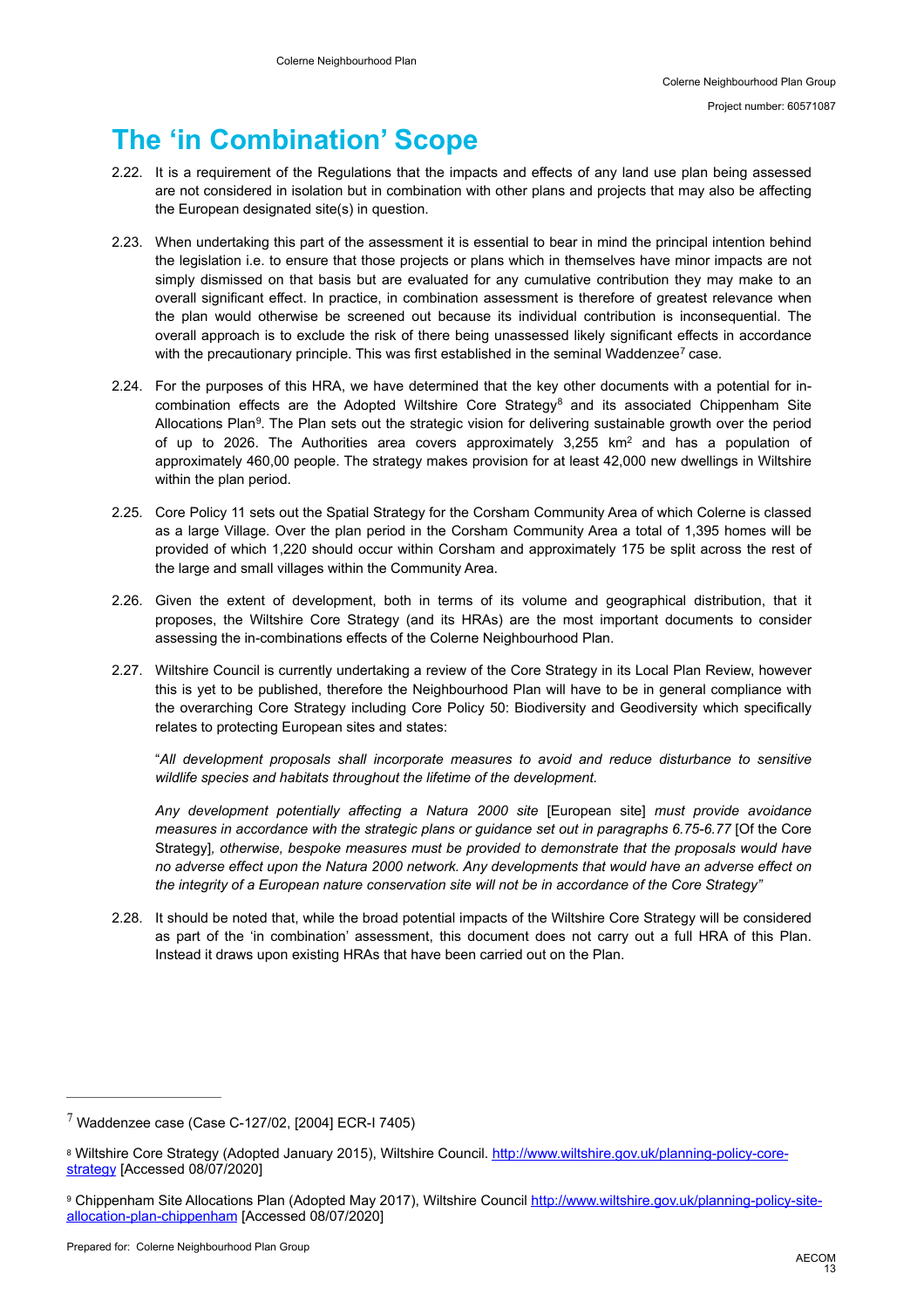# The 'in Combination' Scope

2.22. It is a requirement of the Regulations that the impacts and effects of any land use plan being assessed are not considered in isolation but in combination with other plans and projects that may also be affecting the European designated site(s) in question.

2.23. When undertaking this part of the assessment it is essential to bear in mind the principal intention behind the legislation i.e. to ensure that those projects or plans which in themselves have minor impacts are not simply dismissed on that basis but are evaluated for any cumulative contribution they may make to an overall significant effect. In practice, in combination assessment is therefore of greatest relevance when the plan would otherwise be screened out because its individual contribution is inconsequential. The overall approach is to exclude the risk of there being unassessed likely significant effects in accordance with the precautionary principle. This was first established in the seminal Waddenzee[7] case.

2.24. For the purposes of this HRA, we have determined that the key other documents with a potential for in-combination effects are the Adopted Wiltshire Core Strategy[8] and its associated Chippenham Site Allocations Plan[9]. The Plan sets out the strategic vision for delivering sustainable growth over the period of up to 2026. The Authorities area covers approximately 3,255 km$^2$ and has a population of approximately 460,00 people. The strategy makes provision for at least 42,000 new dwellings in Wiltshire within the plan period.

2.25. Core Policy 11 sets out the Spatial Strategy for the Corsham Community Area of which Colerne is classed as a large Village. Over the plan period in the Corsham Community Area a total of 1,395 homes will be provided of which 1,220 should occur within Corsham and approximately 175 be split across the rest of the large and small villages within the Community Area.

2.26. Given the extent of development, both in terms of its volume and geographical distribution, that it proposes, the Wiltshire Core Strategy (and its HRAs) are the most important documents to consider assessing the in-combinations effects of the Colerne Neighbourhood Plan.

2.27. Wiltshire Council is currently undertaking a review of the Core Strategy in its Local Plan Review, however this is yet to be published, therefore the Neighbourhood Plan will have to be in general compliance with the overarching Core Strategy including Core Policy 50: Biodiversity and Geodiversity which specifically relates to protecting European sites and states:

> "*All development proposals shall incorporate measures to avoid and reduce disturbance to sensitive wildlife species and habitats throughout the lifetime of the development.*
>
> *Any development potentially affecting a Natura 2000 site* [European site] *must provide avoidance measures in accordance with the strategic plans or guidance set out in paragraphs 6.75-6.77* [Of the Core Strategy], *otherwise, bespoke measures must be provided to demonstrate that the proposals would have no adverse effect upon the Natura 2000 network. Any developments that would have an adverse effect on the integrity of a European nature conservation site will not be in accordance of the Core Strategy"*

2.28. It should be noted that, while the broad potential impacts of the Wiltshire Core Strategy will be considered as part of the 'in combination' assessment, this document does not carry out a full HRA of this Plan. Instead it draws upon existing HRAs that have been carried out on the Plan.

---

[7] Waddenzee case (Case C-127/02, [2004] ECR-I 7405)

[8] Wiltshire Core Strategy (Adopted January 2015), Wiltshire Council. http://www.wiltshire.gov.uk/planning-policy-core-strategy [Accessed 08/07/2020]

[9] Chippenham Site Allocations Plan (Adopted May 2017), Wiltshire Council http://www.wiltshire.gov.uk/planning-policy-site-allocation-plan-chippenham [Accessed 08/07/2020]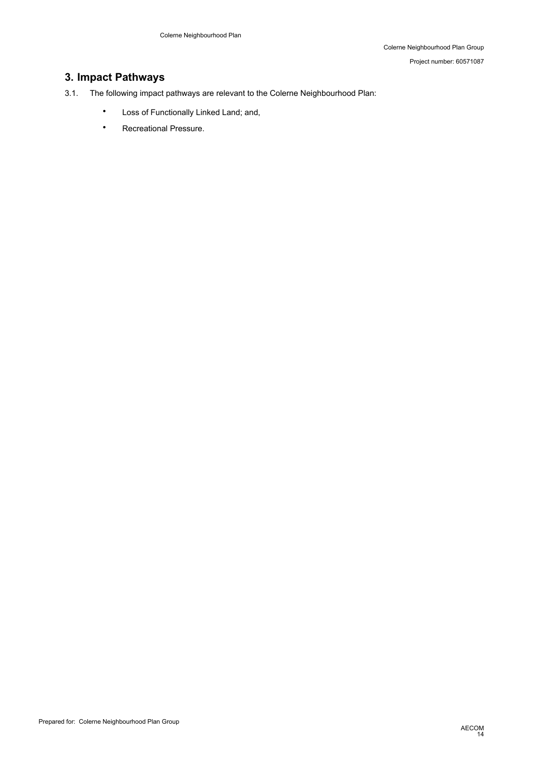## 3. Impact Pathways

3.1. The following impact pathways are relevant to the Colerne Neighbourhood Plan:

- Loss of Functionally Linked Land; and,
- Recreational Pressure.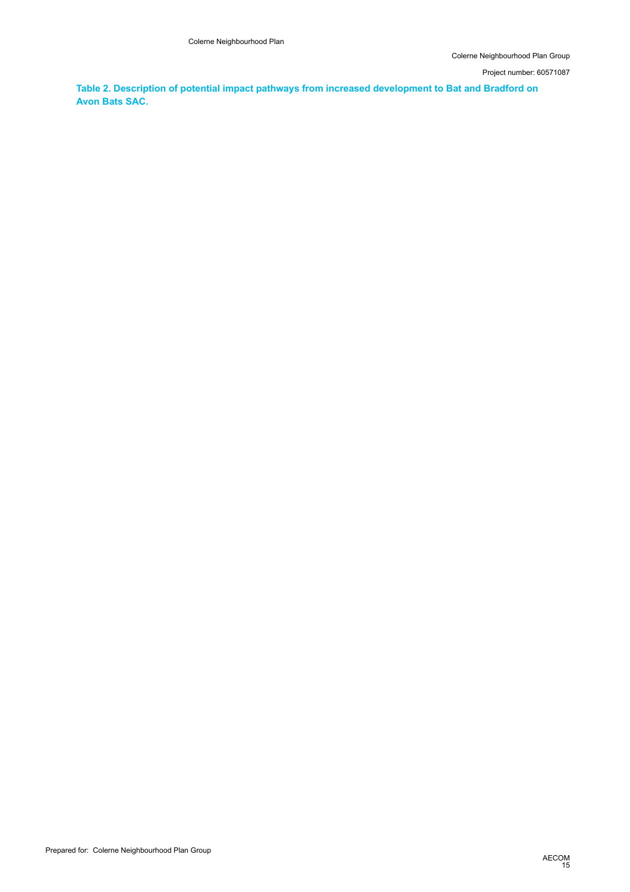**Table 2. Description of potential impact pathways from increased development to Bat and Bradford on Avon Bats SAC.**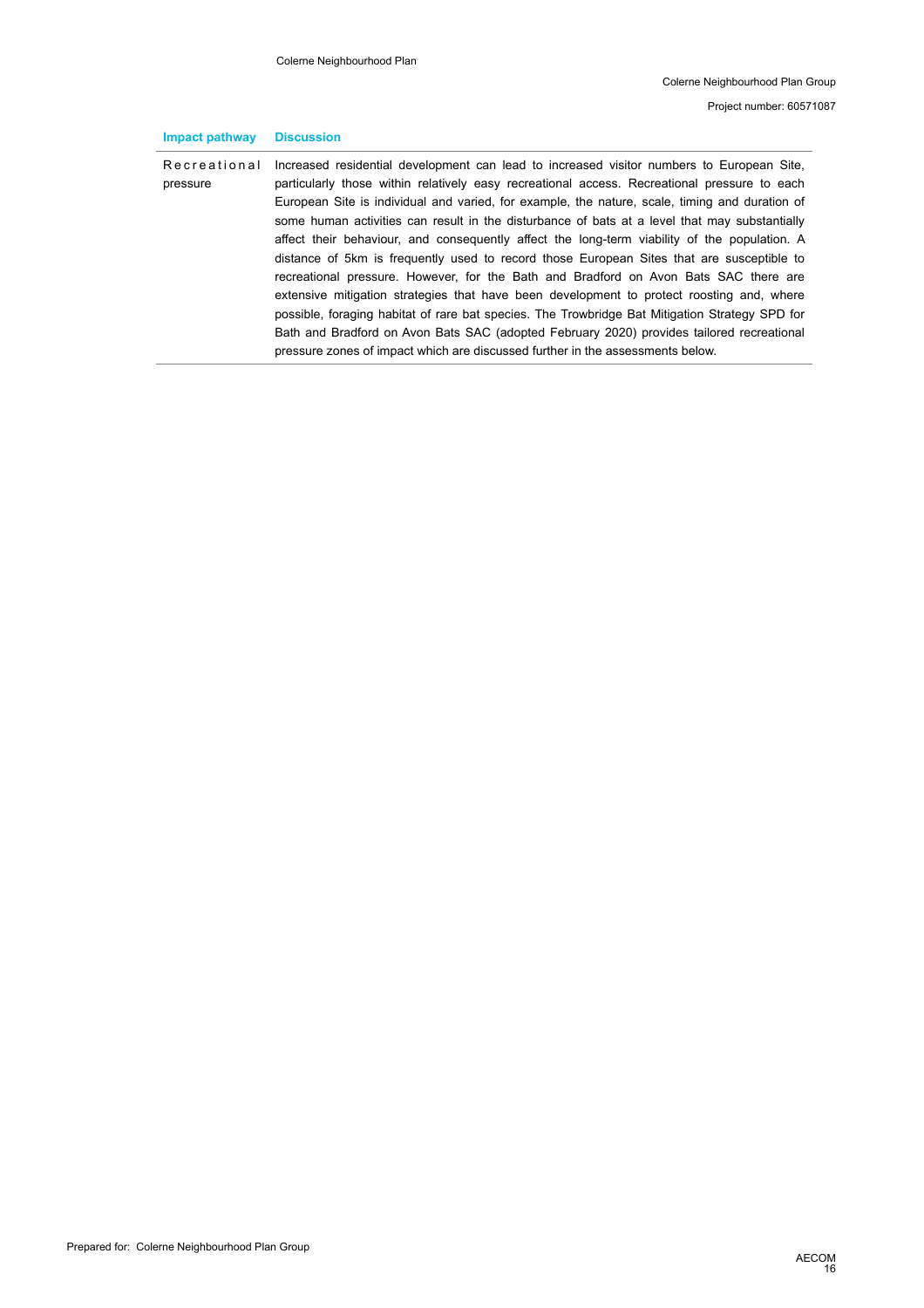| Impact pathway | Discussion |
| --- | --- |
| Recreational pressure | Increased residential development can lead to increased visitor numbers to European Site, particularly those within relatively easy recreational access. Recreational pressure to each European Site is individual and varied, for example, the nature, scale, timing and duration of some human activities can result in the disturbance of bats at a level that may substantially affect their behaviour, and consequently affect the long-term viability of the population. A distance of 5km is frequently used to record those European Sites that are susceptible to recreational pressure. However, for the Bath and Bradford on Avon Bats SAC there are extensive mitigation strategies that have been development to protect roosting and, where possible, foraging habitat of rare bat species. The Trowbridge Bat Mitigation Strategy SPD for Bath and Bradford on Avon Bats SAC (adopted February 2020) provides tailored recreational pressure zones of impact which are discussed further in the assessments below. |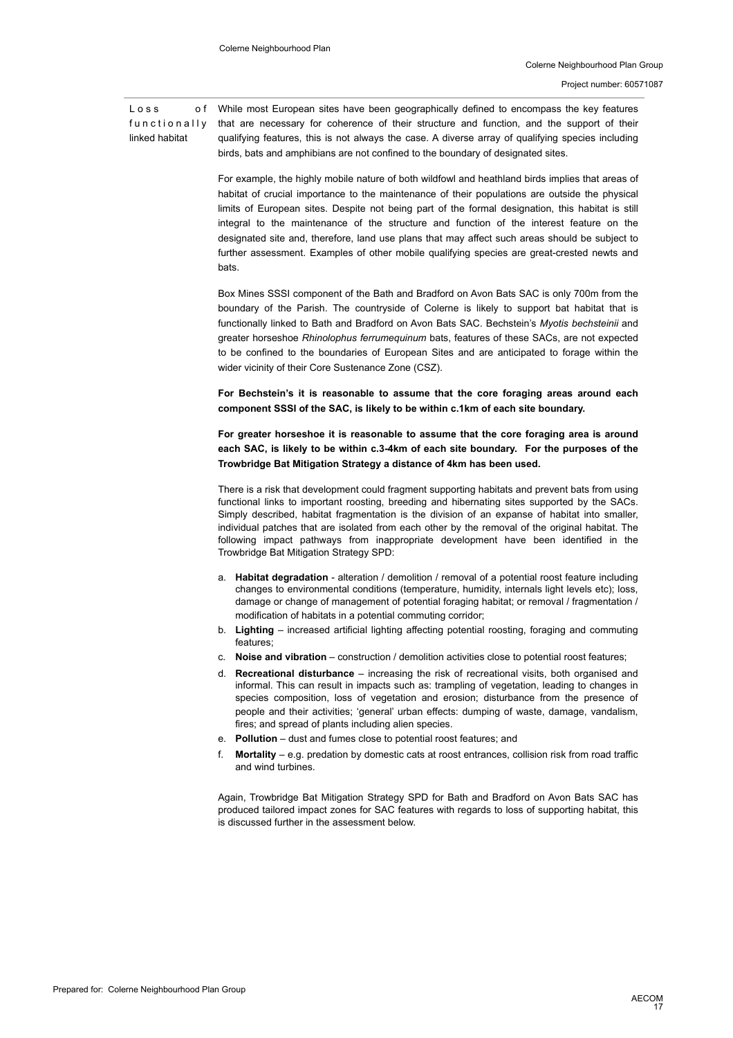**Loss of functionally linked habitat**

While most European sites have been geographically defined to encompass the key features that are necessary for coherence of their structure and function, and the support of their qualifying features, this is not always the case. A diverse array of qualifying species including birds, bats and amphibians are not confined to the boundary of designated sites.

For example, the highly mobile nature of both wildfowl and heathland birds implies that areas of habitat of crucial importance to the maintenance of their populations are outside the physical limits of European sites. Despite not being part of the formal designation, this habitat is still integral to the maintenance of the structure and function of the interest feature on the designated site and, therefore, land use plans that may affect such areas should be subject to further assessment. Examples of other mobile qualifying species are great-crested newts and bats.

Box Mines SSSI component of the Bath and Bradford on Avon Bats SAC is only 700m from the boundary of the Parish. The countryside of Colerne is likely to support bat habitat that is functionally linked to Bath and Bradford on Avon Bats SAC. Bechstein's *Myotis bechsteinii* and greater horseshoe *Rhinolophus ferrumequinum* bats, features of these SACs, are not expected to be confined to the boundaries of European Sites and are anticipated to forage within the wider vicinity of their Core Sustenance Zone (CSZ).

**For Bechstein's it is reasonable to assume that the core foraging areas around each component SSSI of the SAC, is likely to be within c.1km of each site boundary.**

**For greater horseshoe it is reasonable to assume that the core foraging area is around each SAC, is likely to be within c.3-4km of each site boundary. For the purposes of the Trowbridge Bat Mitigation Strategy a distance of 4km has been used.**

There is a risk that development could fragment supporting habitats and prevent bats from using functional links to important roosting, breeding and hibernating sites supported by the SACs. Simply described, habitat fragmentation is the division of an expanse of habitat into smaller, individual patches that are isolated from each other by the removal of the original habitat. The following impact pathways from inappropriate development have been identified in the Trowbridge Bat Mitigation Strategy SPD:

a. **Habitat degradation** - alteration / demolition / removal of a potential roost feature including changes to environmental conditions (temperature, humidity, internals light levels etc); loss, damage or change of management of potential foraging habitat; or removal / fragmentation / modification of habitats in a potential commuting corridor;
b. **Lighting** – increased artificial lighting affecting potential roosting, foraging and commuting features;
c. **Noise and vibration** – construction / demolition activities close to potential roost features;
d. **Recreational disturbance** – increasing the risk of recreational visits, both organised and informal. This can result in impacts such as: trampling of vegetation, leading to changes in species composition, loss of vegetation and erosion; disturbance from the presence of people and their activities; 'general' urban effects: dumping of waste, damage, vandalism, fires; and spread of plants including alien species.
e. **Pollution** – dust and fumes close to potential roost features; and
f. **Mortality** – e.g. predation by domestic cats at roost entrances, collision risk from road traffic and wind turbines.

Again, Trowbridge Bat Mitigation Strategy SPD for Bath and Bradford on Avon Bats SAC has produced tailored impact zones for SAC features with regards to loss of supporting habitat, this is discussed further in the assessment below.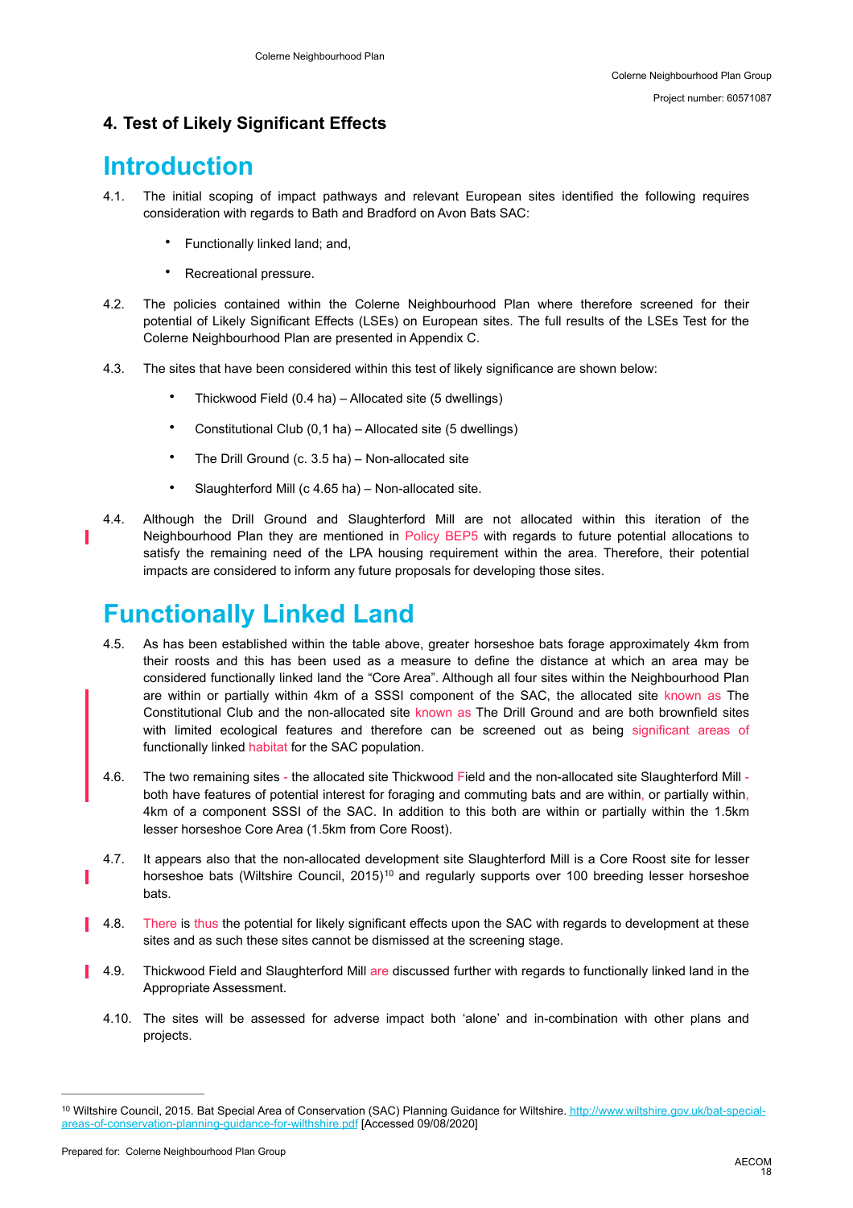## 4. Test of Likely Significant Effects

# Introduction

4.1. The initial scoping of impact pathways and relevant European sites identified the following requires consideration with regards to Bath and Bradford on Avon Bats SAC:

- Functionally linked land; and,
- Recreational pressure.

4.2. The policies contained within the Colerne Neighbourhood Plan where therefore screened for their potential of Likely Significant Effects (LSEs) on European sites. The full results of the LSEs Test for the Colerne Neighbourhood Plan are presented in Appendix C.

4.3. The sites that have been considered within this test of likely significance are shown below:

- Thickwood Field (0.4 ha) – Allocated site (5 dwellings)
- Constitutional Club (0,1 ha) – Allocated site (5 dwellings)
- The Drill Ground (c. 3.5 ha) – Non-allocated site
- Slaughterford Mill (c 4.65 ha) – Non-allocated site.

4.4. Although the Drill Ground and Slaughterford Mill are not allocated within this iteration of the Neighbourhood Plan they are mentioned in Policy BEP5 with regards to future potential allocations to satisfy the remaining need of the LPA housing requirement within the area. Therefore, their potential impacts are considered to inform any future proposals for developing those sites.

# Functionally Linked Land

4.5. As has been established within the table above, greater horseshoe bats forage approximately 4km from their roosts and this has been used as a measure to define the distance at which an area may be considered functionally linked land the "Core Area". Although all four sites within the Neighbourhood Plan are within or partially within 4km of a SSSI component of the SAC, the allocated site known as The Constitutional Club and the non-allocated site known as The Drill Ground and are both brownfield sites with limited ecological features and therefore can be screened out as being significant areas of functionally linked habitat for the SAC population.

4.6. The two remaining sites - the allocated site Thickwood Field and the non-allocated site Slaughterford Mill - both have features of potential interest for foraging and commuting bats and are within, or partially within, 4km of a component SSSI of the SAC. In addition to this both are within or partially within the 1.5km lesser horseshoe Core Area (1.5km from Core Roost).

4.7. It appears also that the non-allocated development site Slaughterford Mill is a Core Roost site for lesser horseshoe bats (Wiltshire Council, 2015)[10] and regularly supports over 100 breeding lesser horseshoe bats.

4.8. There is thus the potential for likely significant effects upon the SAC with regards to development at these sites and as such these sites cannot be dismissed at the screening stage.

4.9. Thickwood Field and Slaughterford Mill are discussed further with regards to functionally linked land in the Appropriate Assessment.

4.10. The sites will be assessed for adverse impact both 'alone' and in-combination with other plans and projects.

---

[10] Wiltshire Council, 2015. Bat Special Area of Conservation (SAC) Planning Guidance for Wiltshire. http://www.wiltshire.gov.uk/bat-special-areas-of-conservation-planning-guidance-for-wilthshire.pdf [Accessed 09/08/2020]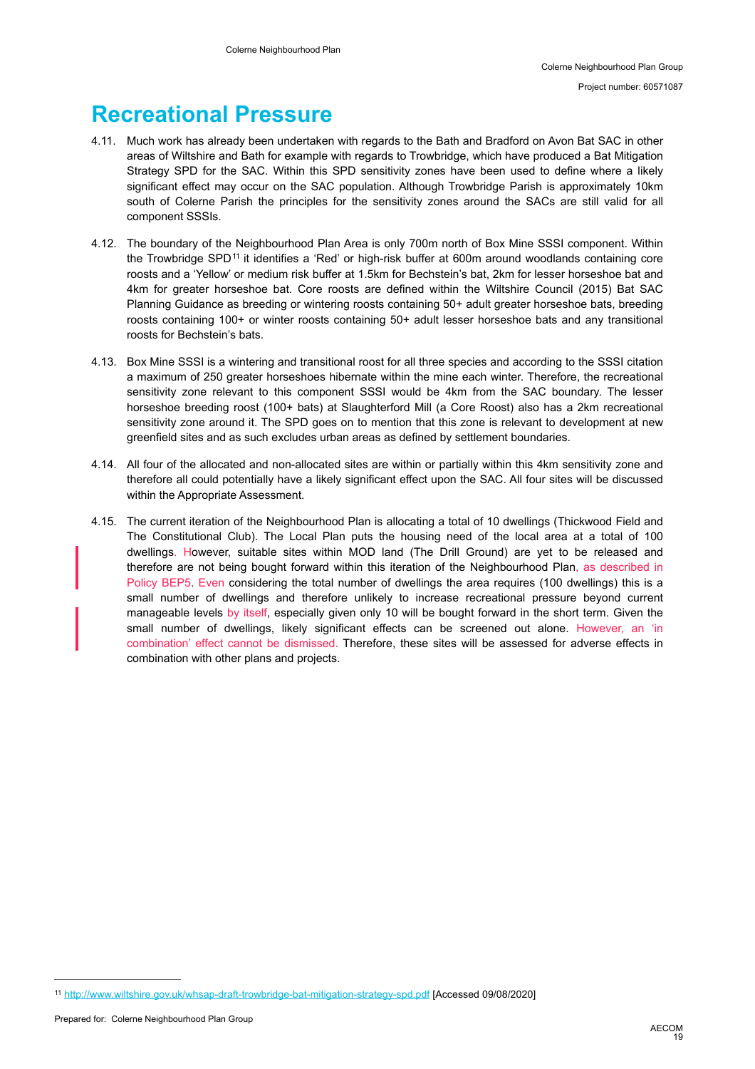# Recreational Pressure

4.11. Much work has already been undertaken with regards to the Bath and Bradford on Avon Bat SAC in other areas of Wiltshire and Bath for example with regards to Trowbridge, which have produced a Bat Mitigation Strategy SPD for the SAC. Within this SPD sensitivity zones have been used to define where a likely significant effect may occur on the SAC population. Although Trowbridge Parish is approximately 10km south of Colerne Parish the principles for the sensitivity zones around the SACs are still valid for all component SSSIs.

4.12. The boundary of the Neighbourhood Plan Area is only 700m north of Box Mine SSSI component. Within the Trowbridge SPD[11] it identifies a 'Red' or high-risk buffer at 600m around woodlands containing core roosts and a 'Yellow' or medium risk buffer at 1.5km for Bechstein's bat, 2km for lesser horseshoe bat and 4km for greater horseshoe bat. Core roosts are defined within the Wiltshire Council (2015) Bat SAC Planning Guidance as breeding or wintering roosts containing 50+ adult greater horseshoe bats, breeding roosts containing 100+ or winter roosts containing 50+ adult lesser horseshoe bats and any transitional roosts for Bechstein's bats.

4.13. Box Mine SSSI is a wintering and transitional roost for all three species and according to the SSSI citation a maximum of 250 greater horseshoes hibernate within the mine each winter. Therefore, the recreational sensitivity zone relevant to this component SSSI would be 4km from the SAC boundary. The lesser horseshoe breeding roost (100+ bats) at Slaughterford Mill (a Core Roost) also has a 2km recreational sensitivity zone around it. The SPD goes on to mention that this zone is relevant to development at new greenfield sites and as such excludes urban areas as defined by settlement boundaries.

4.14. All four of the allocated and non-allocated sites are within or partially within this 4km sensitivity zone and therefore all could potentially have a likely significant effect upon the SAC. All four sites will be discussed within the Appropriate Assessment.

4.15. The current iteration of the Neighbourhood Plan is allocating a total of 10 dwellings (Thickwood Field and The Constitutional Club). The Local Plan puts the housing need of the local area at a total of 100 dwellings. However, suitable sites within MOD land (The Drill Ground) are yet to be released and therefore are not being bought forward within this iteration of the Neighbourhood Plan, as described in Policy BEP5. Even considering the total number of dwellings the area requires (100 dwellings) this is a small number of dwellings and therefore unlikely to increase recreational pressure beyond current manageable levels by itself, especially given only 10 will be bought forward in the short term. Given the small number of dwellings, likely significant effects can be screened out alone. However, an 'in combination' effect cannot be dismissed. Therefore, these sites will be assessed for adverse effects in combination with other plans and projects.

---

[11] http://www.wiltshire.gov.uk/whsap-draft-trowbridge-bat-mitigation-strategy-spd.pdf [Accessed 09/08/2020]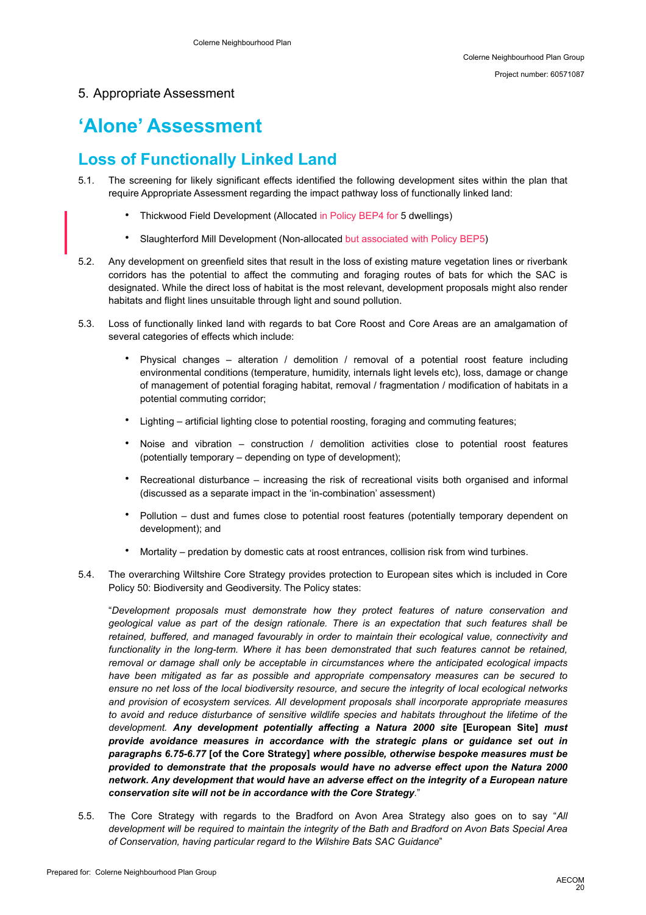5. Appropriate Assessment

# 'Alone' Assessment

## Loss of Functionally Linked Land

5.1. The screening for likely significant effects identified the following development sites within the plan that require Appropriate Assessment regarding the impact pathway loss of functionally linked land:

- Thickwood Field Development (Allocated in Policy BEP4 for 5 dwellings)
- Slaughterford Mill Development (Non-allocated but associated with Policy BEP5)

5.2. Any development on greenfield sites that result in the loss of existing mature vegetation lines or riverbank corridors has the potential to affect the commuting and foraging routes of bats for which the SAC is designated. While the direct loss of habitat is the most relevant, development proposals might also render habitats and flight lines unsuitable through light and sound pollution.

5.3. Loss of functionally linked land with regards to bat Core Roost and Core Areas are an amalgamation of several categories of effects which include:

- Physical changes – alteration / demolition / removal of a potential roost feature including environmental conditions (temperature, humidity, internals light levels etc), loss, damage or change of management of potential foraging habitat, removal / fragmentation / modification of habitats in a potential commuting corridor;
- Lighting – artificial lighting close to potential roosting, foraging and commuting features;
- Noise and vibration – construction / demolition activities close to potential roost features (potentially temporary – depending on type of development);
- Recreational disturbance – increasing the risk of recreational visits both organised and informal (discussed as a separate impact in the 'in-combination' assessment)
- Pollution – dust and fumes close to potential roost features (potentially temporary dependent on development); and
- Mortality – predation by domestic cats at roost entrances, collision risk from wind turbines.

5.4. The overarching Wiltshire Core Strategy provides protection to European sites which is included in Core Policy 50: Biodiversity and Geodiversity. The Policy states:

"*Development proposals must demonstrate how they protect features of nature conservation and geological value as part of the design rationale. There is an expectation that such features shall be retained, buffered, and managed favourably in order to maintain their ecological value, connectivity and functionality in the long-term. Where it has been demonstrated that such features cannot be retained, removal or damage shall only be acceptable in circumstances where the anticipated ecological impacts have been mitigated as far as possible and appropriate compensatory measures can be secured to ensure no net loss of the local biodiversity resource, and secure the integrity of local ecological networks and provision of ecosystem services. All development proposals shall incorporate appropriate measures to avoid and reduce disturbance of sensitive wildlife species and habitats throughout the lifetime of the development.* ***Any development potentially affecting a Natura 2000 site*** **[European Site]** ***must provide avoidance measures in accordance with the strategic plans or guidance set out in paragraphs 6.75-6.77*** **[of the Core Strategy]** ***where possible, otherwise bespoke measures must be provided to demonstrate that the proposals would have no adverse effect upon the Natura 2000 network. Any development that would have an adverse effect on the integrity of a European nature conservation site will not be in accordance with the Core Strategy***."

5.5. The Core Strategy with regards to the Bradford on Avon Area Strategy also goes on to say "*All development will be required to maintain the integrity of the Bath and Bradford on Avon Bats Special Area of Conservation, having particular regard to the Wilshire Bats SAC Guidance*"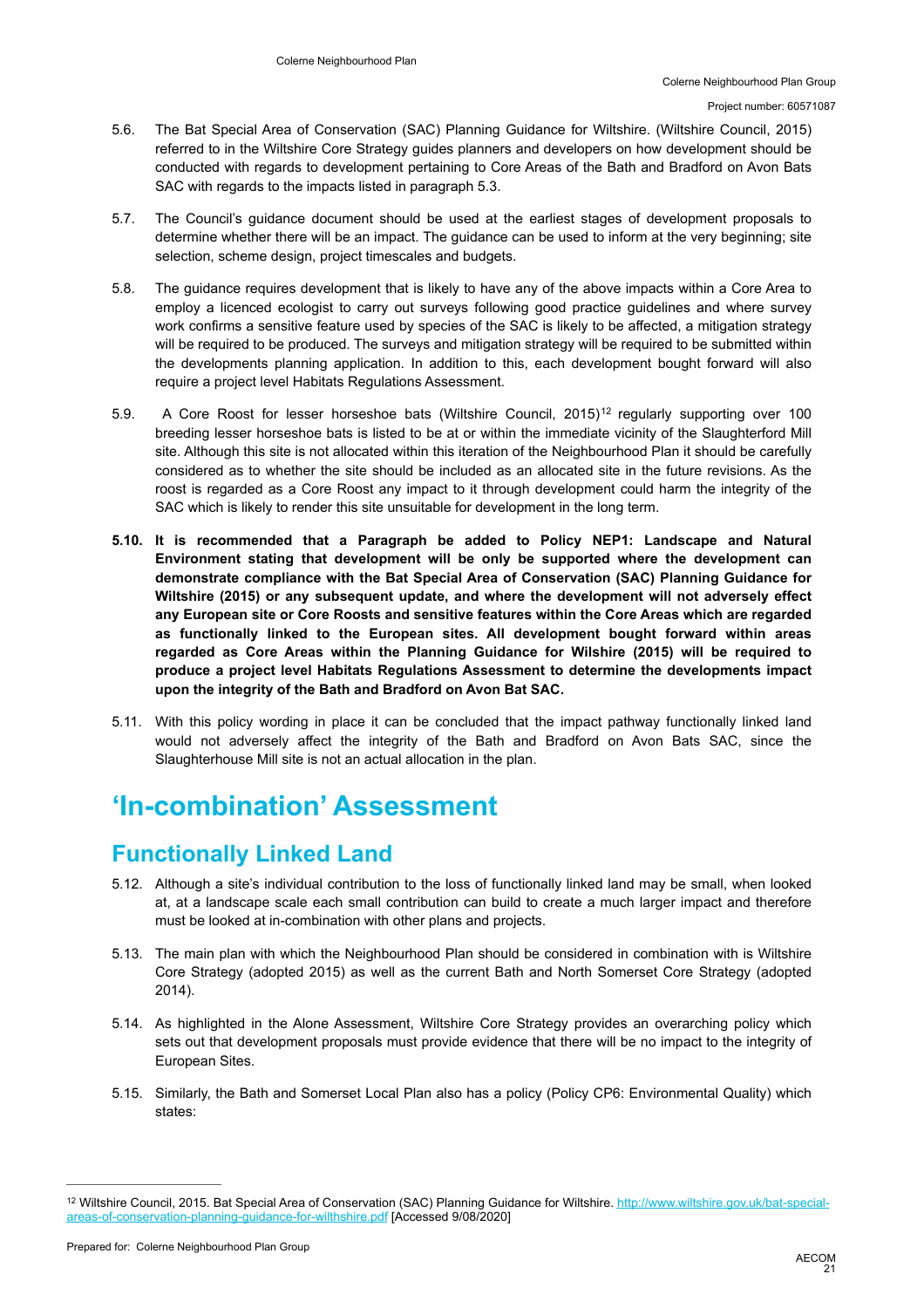5.6. The Bat Special Area of Conservation (SAC) Planning Guidance for Wiltshire. (Wiltshire Council, 2015) referred to in the Wiltshire Core Strategy guides planners and developers on how development should be conducted with regards to development pertaining to Core Areas of the Bath and Bradford on Avon Bats SAC with regards to the impacts listed in paragraph 5.3.

5.7. The Council's guidance document should be used at the earliest stages of development proposals to determine whether there will be an impact. The guidance can be used to inform at the very beginning; site selection, scheme design, project timescales and budgets.

5.8. The guidance requires development that is likely to have any of the above impacts within a Core Area to employ a licenced ecologist to carry out surveys following good practice guidelines and where survey work confirms a sensitive feature used by species of the SAC is likely to be affected, a mitigation strategy will be required to be produced. The surveys and mitigation strategy will be required to be submitted within the developments planning application. In addition to this, each development bought forward will also require a project level Habitats Regulations Assessment.

5.9. A Core Roost for lesser horseshoe bats (Wiltshire Council, 2015)[12] regularly supporting over 100 breeding lesser horseshoe bats is listed to be at or within the immediate vicinity of the Slaughterford Mill site. Although this site is not allocated within this iteration of the Neighbourhood Plan it should be carefully considered as to whether the site should be included as an allocated site in the future revisions. As the roost is regarded as a Core Roost any impact to it through development could harm the integrity of the SAC which is likely to render this site unsuitable for development in the long term.

**5.10. It is recommended that a Paragraph be added to Policy NEP1: Landscape and Natural Environment stating that development will be only be supported where the development can demonstrate compliance with the Bat Special Area of Conservation (SAC) Planning Guidance for Wiltshire (2015) or any subsequent update, and where the development will not adversely effect any European site or Core Roosts and sensitive features within the Core Areas which are regarded as functionally linked to the European sites. All development bought forward within areas regarded as Core Areas within the Planning Guidance for Wilshire (2015) will be required to produce a project level Habitats Regulations Assessment to determine the developments impact upon the integrity of the Bath and Bradford on Avon Bat SAC.**

5.11. With this policy wording in place it can be concluded that the impact pathway functionally linked land would not adversely affect the integrity of the Bath and Bradford on Avon Bats SAC, since the Slaughterhouse Mill site is not an actual allocation in the plan.

# 'In-combination' Assessment

## Functionally Linked Land

5.12. Although a site's individual contribution to the loss of functionally linked land may be small, when looked at, at a landscape scale each small contribution can build to create a much larger impact and therefore must be looked at in-combination with other plans and projects.

5.13. The main plan with which the Neighbourhood Plan should be considered in combination with is Wiltshire Core Strategy (adopted 2015) as well as the current Bath and North Somerset Core Strategy (adopted 2014).

5.14. As highlighted in the Alone Assessment, Wiltshire Core Strategy provides an overarching policy which sets out that development proposals must provide evidence that there will be no impact to the integrity of European Sites.

5.15. Similarly, the Bath and Somerset Local Plan also has a policy (Policy CP6: Environmental Quality) which states:

---

[12] Wiltshire Council, 2015. Bat Special Area of Conservation (SAC) Planning Guidance for Wiltshire. http://www.wiltshire.gov.uk/bat-special-areas-of-conservation-planning-guidance-for-wilthshire.pdf [Accessed 9/08/2020]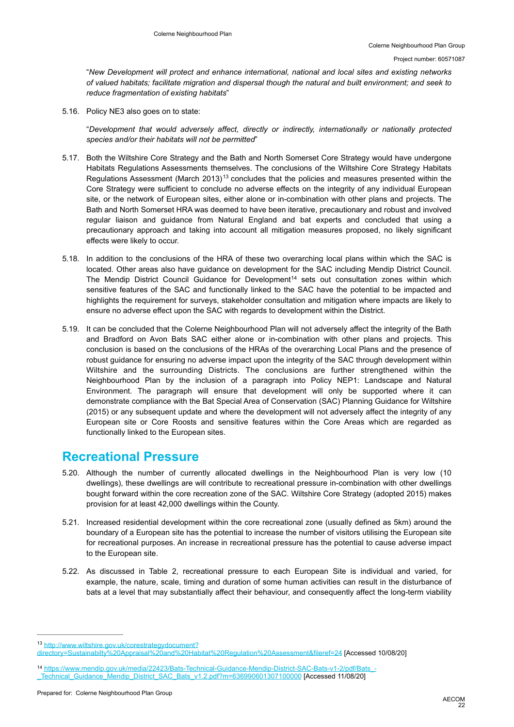"*New Development will protect and enhance international, national and local sites and existing networks of valued habitats; facilitate migration and dispersal though the natural and built environment; and seek to reduce fragmentation of existing habitats*"

5.16. Policy NE3 also goes on to state:

"*Development that would adversely affect, directly or indirectly, internationally or nationally protected species and/or their habitats will not be permitted*"

5.17. Both the Wiltshire Core Strategy and the Bath and North Somerset Core Strategy would have undergone Habitats Regulations Assessments themselves. The conclusions of the Wiltshire Core Strategy Habitats Regulations Assessment (March 2013)[13] concludes that the policies and measures presented within the Core Strategy were sufficient to conclude no adverse effects on the integrity of any individual European site, or the network of European sites, either alone or in-combination with other plans and projects. The Bath and North Somerset HRA was deemed to have been iterative, precautionary and robust and involved regular liaison and guidance from Natural England and bat experts and concluded that using a precautionary approach and taking into account all mitigation measures proposed, no likely significant effects were likely to occur.

5.18. In addition to the conclusions of the HRA of these two overarching local plans within which the SAC is located. Other areas also have guidance on development for the SAC including Mendip District Council. The Mendip District Council Guidance for Development[14] sets out consultation zones within which sensitive features of the SAC and functionally linked to the SAC have the potential to be impacted and highlights the requirement for surveys, stakeholder consultation and mitigation where impacts are likely to ensure no adverse effect upon the SAC with regards to development within the District.

5.19. It can be concluded that the Colerne Neighbourhood Plan will not adversely affect the integrity of the Bath and Bradford on Avon Bats SAC either alone or in-combination with other plans and projects. This conclusion is based on the conclusions of the HRAs of the overarching Local Plans and the presence of robust guidance for ensuring no adverse impact upon the integrity of the SAC through development within Wiltshire and the surrounding Districts. The conclusions are further strengthened within the Neighbourhood Plan by the inclusion of a paragraph into Policy NEP1: Landscape and Natural Environment. The paragraph will ensure that development will only be supported where it can demonstrate compliance with the Bat Special Area of Conservation (SAC) Planning Guidance for Wiltshire (2015) or any subsequent update and where the development will not adversely affect the integrity of any European site or Core Roosts and sensitive features within the Core Areas which are regarded as functionally linked to the European sites.

## Recreational Pressure

5.20. Although the number of currently allocated dwellings in the Neighbourhood Plan is very low (10 dwellings), these dwellings are will contribute to recreational pressure in-combination with other dwellings bought forward within the core recreation zone of the SAC. Wiltshire Core Strategy (adopted 2015) makes provision for at least 42,000 dwellings within the County.

5.21. Increased residential development within the core recreational zone (usually defined as 5km) around the boundary of a European site has the potential to increase the number of visitors utilising the European site for recreational purposes. An increase in recreational pressure has the potential to cause adverse impact to the European site.

5.22. As discussed in Table 2, recreational pressure to each European Site is individual and varied, for example, the nature, scale, timing and duration of some human activities can result in the disturbance of bats at a level that may substantially affect their behaviour, and consequently affect the long-term viability

---

[13] http://www.wiltshire.gov.uk/corestrategydocument?directory=Sustainabilty%20Appraisal%20and%20Habitat%20Regulation%20Assessment&fileref=24 [Accessed 10/08/20]

[14] https://www.mendip.gov.uk/media/22423/Bats-Technical-Guidance-Mendip-District-SAC-Bats-v1-2/pdf/Bats_-_Technical_Guidance_Mendip_District_SAC_Bats_v1.2.pdf?m=636990601307100000 [Accessed 11/08/20]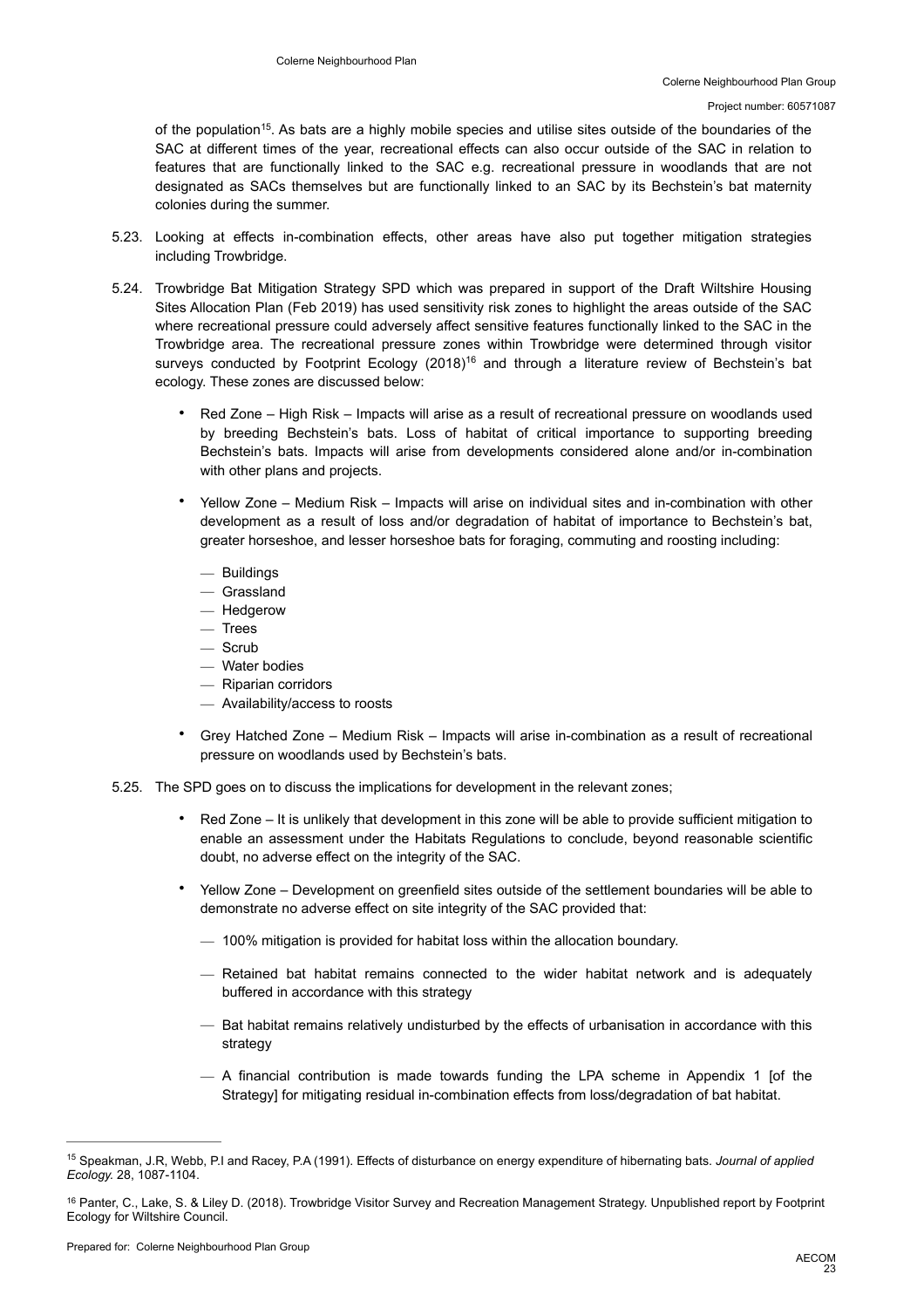of the population[15]. As bats are a highly mobile species and utilise sites outside of the boundaries of the SAC at different times of the year, recreational effects can also occur outside of the SAC in relation to features that are functionally linked to the SAC e.g. recreational pressure in woodlands that are not designated as SACs themselves but are functionally linked to an SAC by its Bechstein's bat maternity colonies during the summer.

5.23. Looking at effects in-combination effects, other areas have also put together mitigation strategies including Trowbridge.

5.24. Trowbridge Bat Mitigation Strategy SPD which was prepared in support of the Draft Wiltshire Housing Sites Allocation Plan (Feb 2019) has used sensitivity risk zones to highlight the areas outside of the SAC where recreational pressure could adversely affect sensitive features functionally linked to the SAC in the Trowbridge area. The recreational pressure zones within Trowbridge were determined through visitor surveys conducted by Footprint Ecology (2018)[16] and through a literature review of Bechstein's bat ecology. These zones are discussed below:

- Red Zone – High Risk – Impacts will arise as a result of recreational pressure on woodlands used by breeding Bechstein's bats. Loss of habitat of critical importance to supporting breeding Bechstein's bats. Impacts will arise from developments considered alone and/or in-combination with other plans and projects.
- Yellow Zone – Medium Risk – Impacts will arise on individual sites and in-combination with other development as a result of loss and/or degradation of habitat of importance to Bechstein's bat, greater horseshoe, and lesser horseshoe bats for foraging, commuting and roosting including:
  - Buildings
  - Grassland
  - Hedgerow
  - Trees
  - Scrub
  - Water bodies
  - Riparian corridors
  - Availability/access to roosts
- Grey Hatched Zone – Medium Risk – Impacts will arise in-combination as a result of recreational pressure on woodlands used by Bechstein's bats.

5.25. The SPD goes on to discuss the implications for development in the relevant zones;

- Red Zone – It is unlikely that development in this zone will be able to provide sufficient mitigation to enable an assessment under the Habitats Regulations to conclude, beyond reasonable scientific doubt, no adverse effect on the integrity of the SAC.
- Yellow Zone – Development on greenfield sites outside of the settlement boundaries will be able to demonstrate no adverse effect on site integrity of the SAC provided that:
  - 100% mitigation is provided for habitat loss within the allocation boundary.
  - Retained bat habitat remains connected to the wider habitat network and is adequately buffered in accordance with this strategy
  - Bat habitat remains relatively undisturbed by the effects of urbanisation in accordance with this strategy
  - A financial contribution is made towards funding the LPA scheme in Appendix 1 [of the Strategy] for mitigating residual in-combination effects from loss/degradation of bat habitat.

---

[15] Speakman, J.R, Webb, P.I and Racey, P.A (1991). Effects of disturbance on energy expenditure of hibernating bats. *Journal of applied Ecology.* 28, 1087-1104.

[16] Panter, C., Lake, S. & Liley D. (2018). Trowbridge Visitor Survey and Recreation Management Strategy. Unpublished report by Footprint Ecology for Wiltshire Council.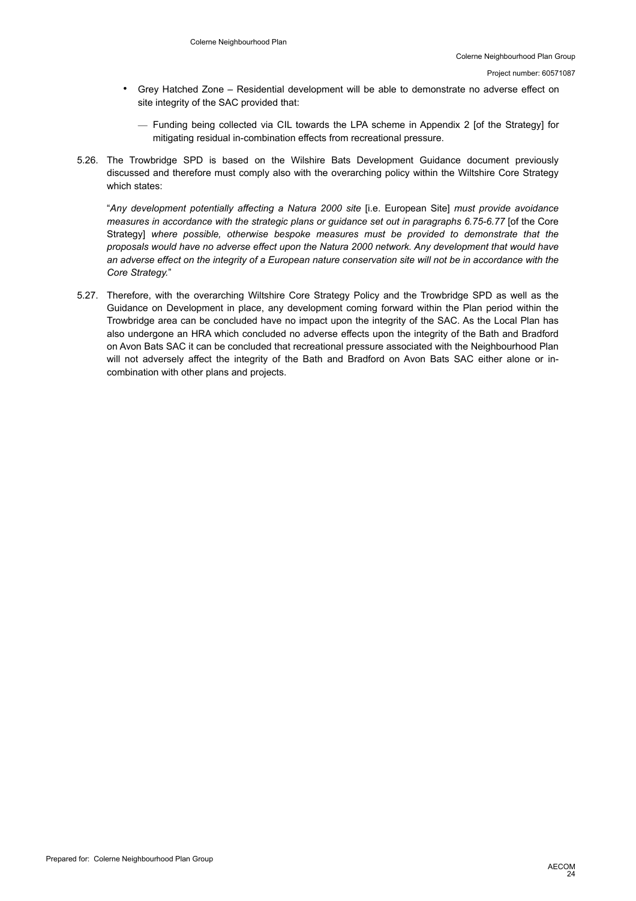- Grey Hatched Zone – Residential development will be able to demonstrate no adverse effect on site integrity of the SAC provided that:
  - Funding being collected via CIL towards the LPA scheme in Appendix 2 [of the Strategy] for mitigating residual in-combination effects from recreational pressure.

5.26. The Trowbridge SPD is based on the Wilshire Bats Development Guidance document previously discussed and therefore must comply also with the overarching policy within the Wiltshire Core Strategy which states:

"*Any development potentially affecting a Natura 2000 site* [i.e. European Site] *must provide avoidance measures in accordance with the strategic plans or guidance set out in paragraphs 6.75-6.77* [of the Core Strategy] *where possible, otherwise bespoke measures must be provided to demonstrate that the proposals would have no adverse effect upon the Natura 2000 network. Any development that would have an adverse effect on the integrity of a European nature conservation site will not be in accordance with the Core Strategy.*"

5.27. Therefore, with the overarching Wiltshire Core Strategy Policy and the Trowbridge SPD as well as the Guidance on Development in place, any development coming forward within the Plan period within the Trowbridge area can be concluded have no impact upon the integrity of the SAC. As the Local Plan has also undergone an HRA which concluded no adverse effects upon the integrity of the Bath and Bradford on Avon Bats SAC it can be concluded that recreational pressure associated with the Neighbourhood Plan will not adversely affect the integrity of the Bath and Bradford on Avon Bats SAC either alone or in-combination with other plans and projects.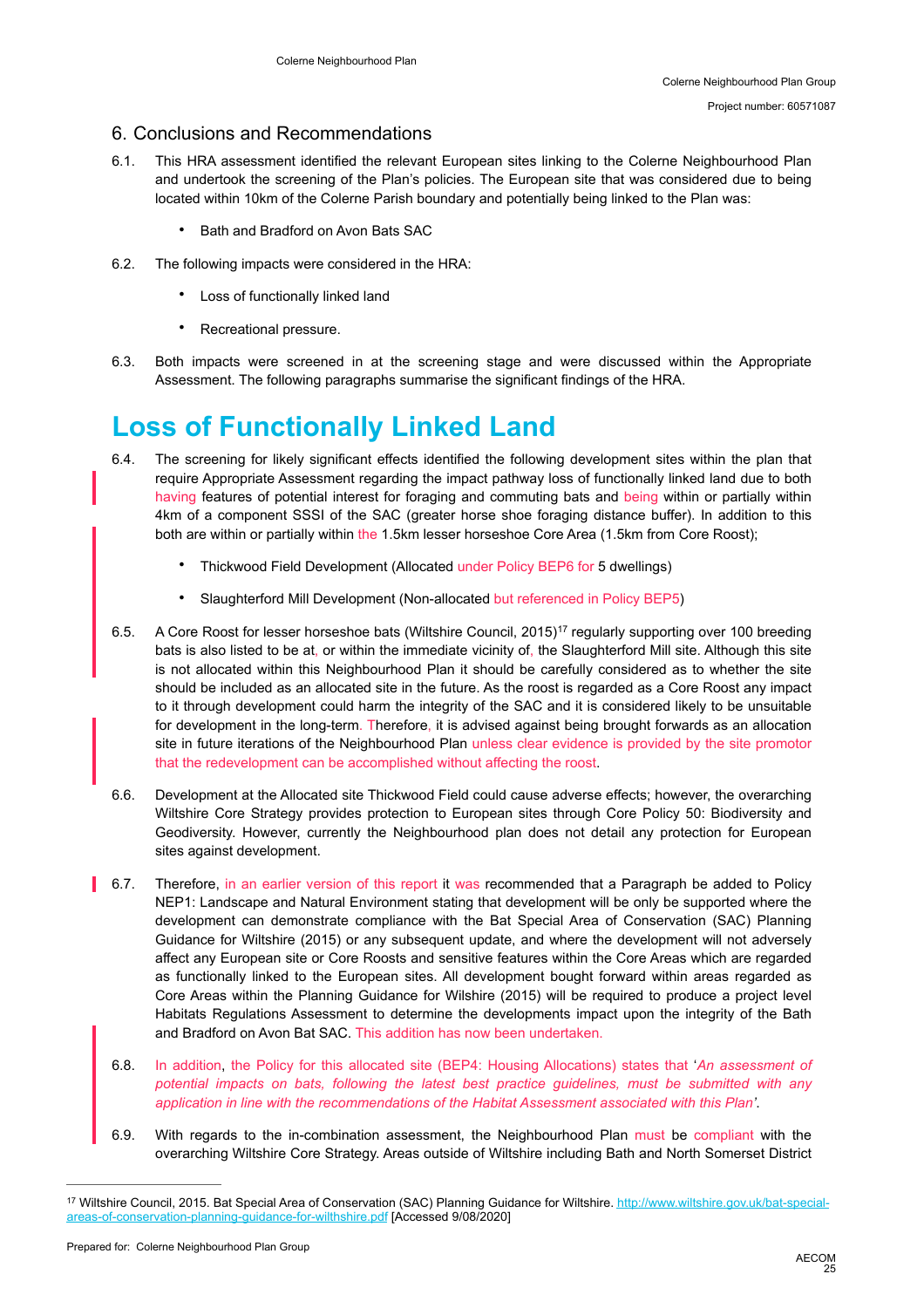## 6. Conclusions and Recommendations

6.1. This HRA assessment identified the relevant European sites linking to the Colerne Neighbourhood Plan and undertook the screening of the Plan's policies. The European site that was considered due to being located within 10km of the Colerne Parish boundary and potentially being linked to the Plan was:

- Bath and Bradford on Avon Bats SAC

6.2. The following impacts were considered in the HRA:

- Loss of functionally linked land
- Recreational pressure.

6.3. Both impacts were screened in at the screening stage and were discussed within the Appropriate Assessment. The following paragraphs summarise the significant findings of the HRA.

# Loss of Functionally Linked Land

6.4. The screening for likely significant effects identified the following development sites within the plan that require Appropriate Assessment regarding the impact pathway loss of functionally linked land due to both having features of potential interest for foraging and commuting bats and being within or partially within 4km of a component SSSI of the SAC (greater horse shoe foraging distance buffer). In addition to this both are within or partially within the 1.5km lesser horseshoe Core Area (1.5km from Core Roost);

- Thickwood Field Development (Allocated under Policy BEP6 for 5 dwellings)
- Slaughterford Mill Development (Non-allocated but referenced in Policy BEP5)

6.5. A Core Roost for lesser horseshoe bats (Wiltshire Council, 2015)[17] regularly supporting over 100 breeding bats is also listed to be at, or within the immediate vicinity of, the Slaughterford Mill site. Although this site is not allocated within this Neighbourhood Plan it should be carefully considered as to whether the site should be included as an allocated site in the future. As the roost is regarded as a Core Roost any impact to it through development could harm the integrity of the SAC and it is considered likely to be unsuitable for development in the long-term. Therefore, it is advised against being brought forwards as an allocation site in future iterations of the Neighbourhood Plan unless clear evidence is provided by the site promotor that the redevelopment can be accomplished without affecting the roost.

6.6. Development at the Allocated site Thickwood Field could cause adverse effects; however, the overarching Wiltshire Core Strategy provides protection to European sites through Core Policy 50: Biodiversity and Geodiversity. However, currently the Neighbourhood plan does not detail any protection for European sites against development.

6.7. Therefore, in an earlier version of this report it was recommended that a Paragraph be added to Policy NEP1: Landscape and Natural Environment stating that development will be only be supported where the development can demonstrate compliance with the Bat Special Area of Conservation (SAC) Planning Guidance for Wiltshire (2015) or any subsequent update, and where the development will not adversely affect any European site or Core Roosts and sensitive features within the Core Areas which are regarded as functionally linked to the European sites. All development bought forward within areas regarded as Core Areas within the Planning Guidance for Wilshire (2015) will be required to produce a project level Habitats Regulations Assessment to determine the developments impact upon the integrity of the Bath and Bradford on Avon Bat SAC. This addition has now been undertaken.

6.8. In addition, the Policy for this allocated site (BEP4: Housing Allocations) states that '*An assessment of potential impacts on bats, following the latest best practice guidelines, must be submitted with any application in line with the recommendations of the Habitat Assessment associated with this Plan*'.

6.9. With regards to the in-combination assessment, the Neighbourhood Plan must be compliant with the overarching Wiltshire Core Strategy. Areas outside of Wiltshire including Bath and North Somerset District

---

[17] Wiltshire Council, 2015. Bat Special Area of Conservation (SAC) Planning Guidance for Wiltshire. http://www.wiltshire.gov.uk/bat-special-areas-of-conservation-planning-guidance-for-wilthshire.pdf [Accessed 9/08/2020]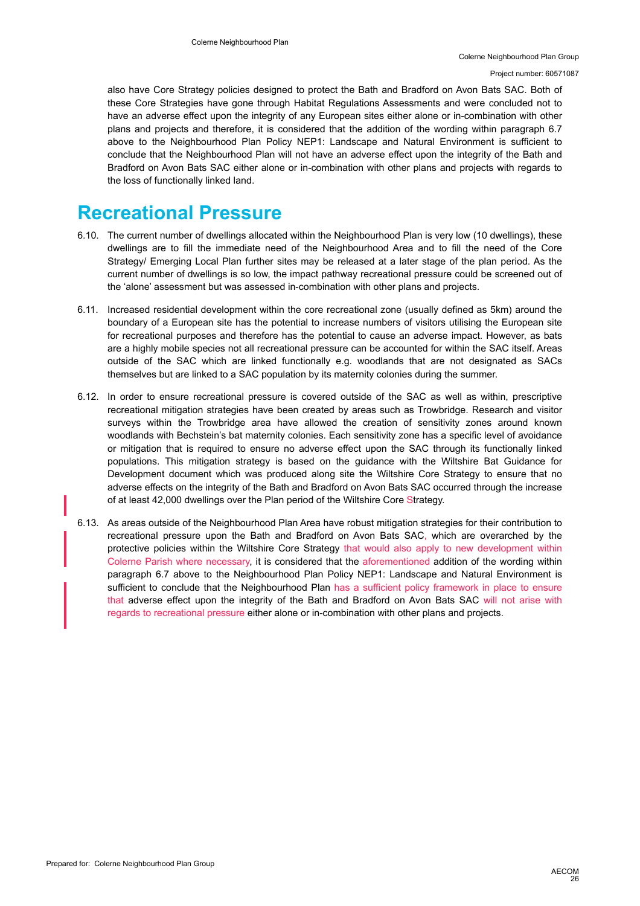also have Core Strategy policies designed to protect the Bath and Bradford on Avon Bats SAC. Both of these Core Strategies have gone through Habitat Regulations Assessments and were concluded not to have an adverse effect upon the integrity of any European sites either alone or in-combination with other plans and projects and therefore, it is considered that the addition of the wording within paragraph 6.7 above to the Neighbourhood Plan Policy NEP1: Landscape and Natural Environment is sufficient to conclude that the Neighbourhood Plan will not have an adverse effect upon the integrity of the Bath and Bradford on Avon Bats SAC either alone or in-combination with other plans and projects with regards to the loss of functionally linked land.

# Recreational Pressure

6.10. The current number of dwellings allocated within the Neighbourhood Plan is very low (10 dwellings), these dwellings are to fill the immediate need of the Neighbourhood Area and to fill the need of the Core Strategy/ Emerging Local Plan further sites may be released at a later stage of the plan period. As the current number of dwellings is so low, the impact pathway recreational pressure could be screened out of the 'alone' assessment but was assessed in-combination with other plans and projects.

6.11. Increased residential development within the core recreational zone (usually defined as 5km) around the boundary of a European site has the potential to increase numbers of visitors utilising the European site for recreational purposes and therefore has the potential to cause an adverse impact. However, as bats are a highly mobile species not all recreational pressure can be accounted for within the SAC itself. Areas outside of the SAC which are linked functionally e.g. woodlands that are not designated as SACs themselves but are linked to a SAC population by its maternity colonies during the summer.

6.12. In order to ensure recreational pressure is covered outside of the SAC as well as within, prescriptive recreational mitigation strategies have been created by areas such as Trowbridge. Research and visitor surveys within the Trowbridge area have allowed the creation of sensitivity zones around known woodlands with Bechstein's bat maternity colonies. Each sensitivity zone has a specific level of avoidance or mitigation that is required to ensure no adverse effect upon the SAC through its functionally linked populations. This mitigation strategy is based on the guidance with the Wiltshire Bat Guidance for Development document which was produced along site the Wiltshire Core Strategy to ensure that no adverse effects on the integrity of the Bath and Bradford on Avon Bats SAC occurred through the increase of at least 42,000 dwellings over the Plan period of the Wiltshire Core Strategy.

6.13. As areas outside of the Neighbourhood Plan Area have robust mitigation strategies for their contribution to recreational pressure upon the Bath and Bradford on Avon Bats SAC, which are overarched by the protective policies within the Wiltshire Core Strategy that would also apply to new development within Colerne Parish where necessary, it is considered that the aforementioned addition of the wording within paragraph 6.7 above to the Neighbourhood Plan Policy NEP1: Landscape and Natural Environment is sufficient to conclude that the Neighbourhood Plan has a sufficient policy framework in place to ensure that adverse effect upon the integrity of the Bath and Bradford on Avon Bats SAC will not arise with regards to recreational pressure either alone or in-combination with other plans and projects.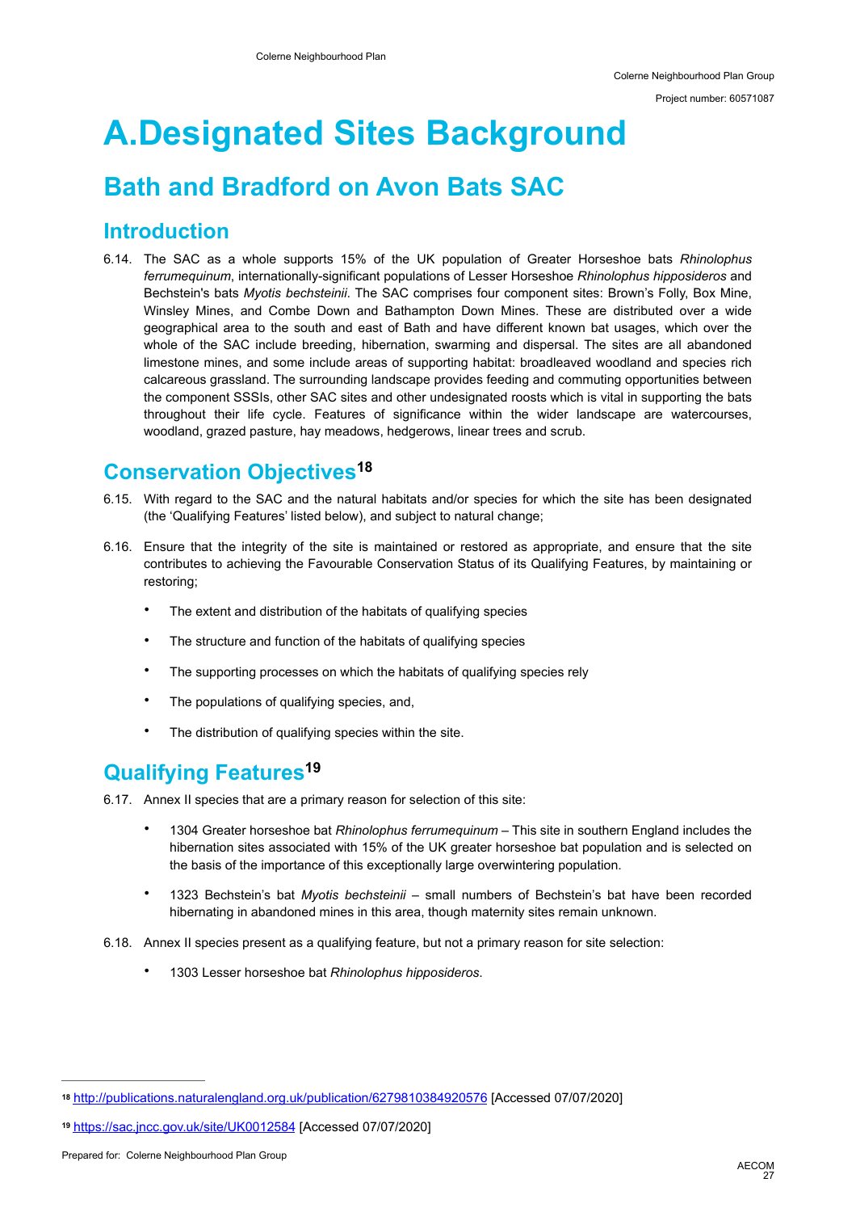# A.Designated Sites Background

## Bath and Bradford on Avon Bats SAC

### Introduction

6.14. The SAC as a whole supports 15% of the UK population of Greater Horseshoe bats *Rhinolophus ferrumequinum*, internationally-significant populations of Lesser Horseshoe *Rhinolophus hipposideros* and Bechstein's bats *Myotis bechsteinii*. The SAC comprises four component sites: Brown's Folly, Box Mine, Winsley Mines, and Combe Down and Bathampton Down Mines. These are distributed over a wide geographical area to the south and east of Bath and have different known bat usages, which over the whole of the SAC include breeding, hibernation, swarming and dispersal. The sites are all abandoned limestone mines, and some include areas of supporting habitat: broadleaved woodland and species rich calcareous grassland. The surrounding landscape provides feeding and commuting opportunities between the component SSSIs, other SAC sites and other undesignated roosts which is vital in supporting the bats throughout their life cycle. Features of significance within the wider landscape are watercourses, woodland, grazed pasture, hay meadows, hedgerows, linear trees and scrub.

### Conservation Objectives[18]

6.15. With regard to the SAC and the natural habitats and/or species for which the site has been designated (the 'Qualifying Features' listed below), and subject to natural change;

6.16. Ensure that the integrity of the site is maintained or restored as appropriate, and ensure that the site contributes to achieving the Favourable Conservation Status of its Qualifying Features, by maintaining or restoring;

- The extent and distribution of the habitats of qualifying species
- The structure and function of the habitats of qualifying species
- The supporting processes on which the habitats of qualifying species rely
- The populations of qualifying species, and,
- The distribution of qualifying species within the site.

### Qualifying Features[19]

6.17. Annex II species that are a primary reason for selection of this site:

- 1304 Greater horseshoe bat *Rhinolophus ferrumequinum* – This site in southern England includes the hibernation sites associated with 15% of the UK greater horseshoe bat population and is selected on the basis of the importance of this exceptionally large overwintering population.
- 1323 Bechstein's bat *Myotis bechsteinii* – small numbers of Bechstein's bat have been recorded hibernating in abandoned mines in this area, though maternity sites remain unknown.

6.18. Annex II species present as a qualifying feature, but not a primary reason for site selection:

- 1303 Lesser horseshoe bat *Rhinolophus hipposideros*.

---

[18] http://publications.naturalengland.org.uk/publication/6279810384920576 [Accessed 07/07/2020]

[19] https://sac.jncc.gov.uk/site/UK0012584 [Accessed 07/07/2020]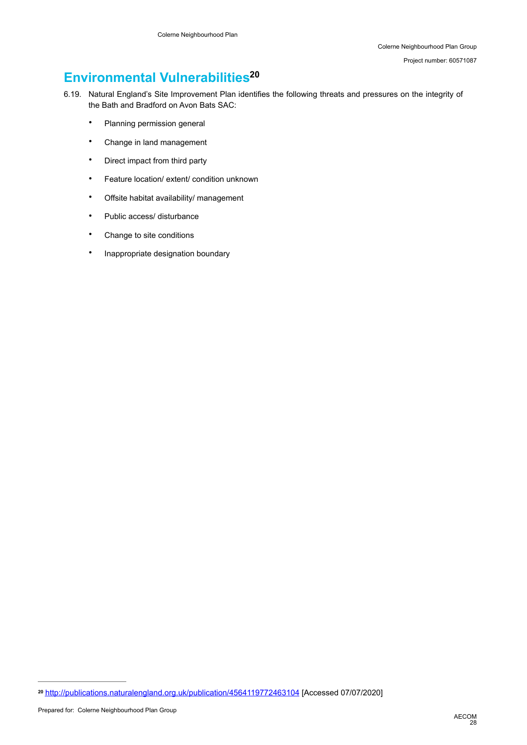## Environmental Vulnerabilities[20]

6.19. Natural England's Site Improvement Plan identifies the following threats and pressures on the integrity of the Bath and Bradford on Avon Bats SAC:

- Planning permission general
- Change in land management
- Direct impact from third party
- Feature location/ extent/ condition unknown
- Offsite habitat availability/ management
- Public access/ disturbance
- Change to site conditions
- Inappropriate designation boundary

[20] http://publications.naturalengland.org.uk/publication/4564119772463104 [Accessed 07/07/2020]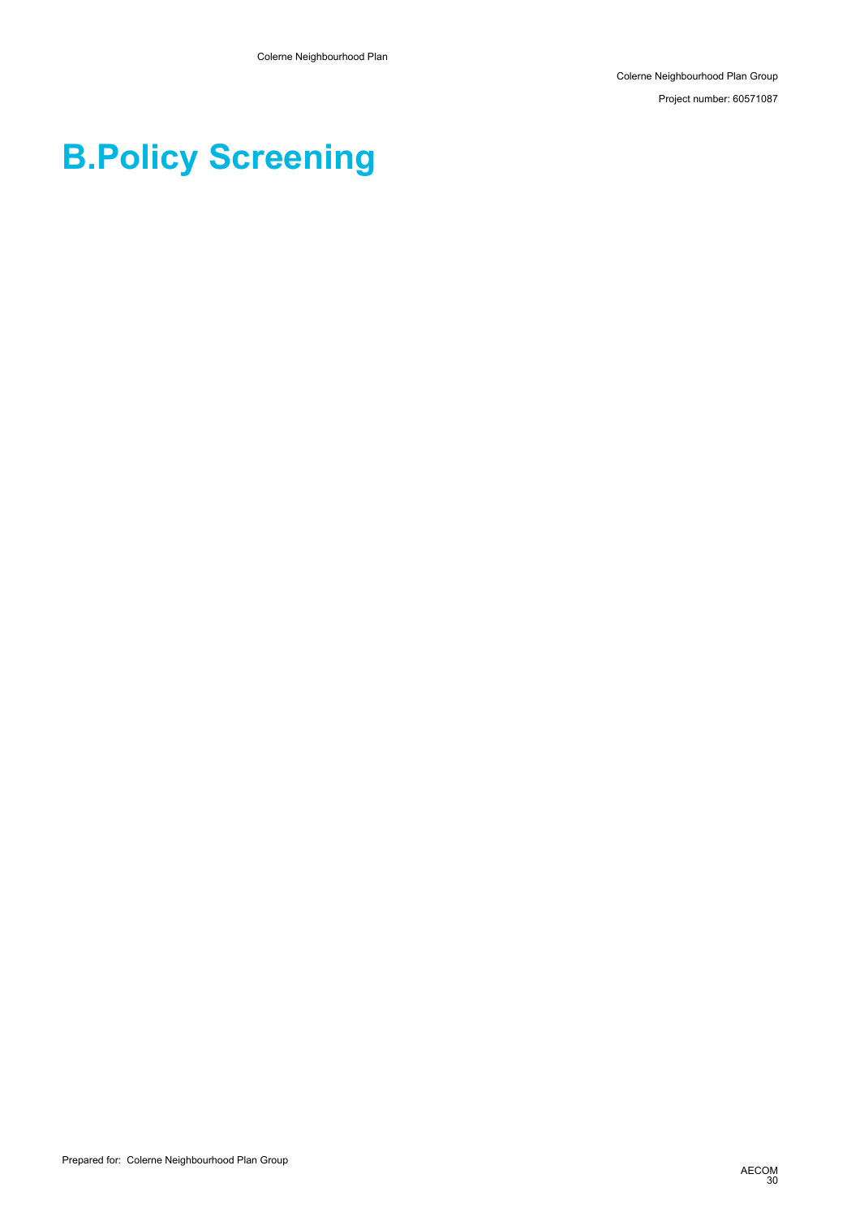# B.Policy Screening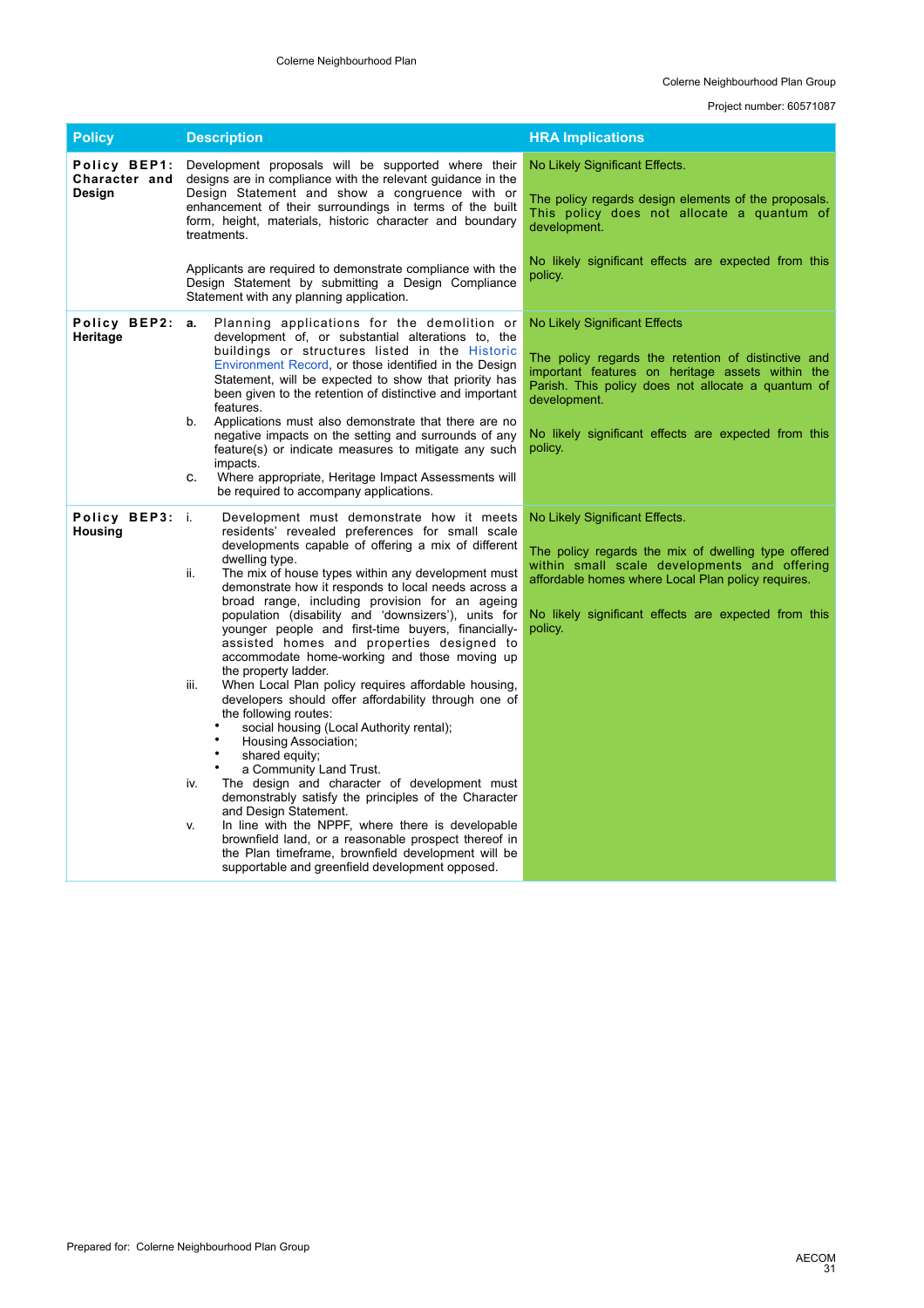| Policy | Description | HRA Implications |
| --- | --- | --- |
| **Policy BEP1: Character and Design** | Development proposals will be supported where their designs are in compliance with the relevant guidance in the Design Statement and show a congruence with or enhancement of their surroundings in terms of the built form, height, materials, historic character and boundary treatments.<br><br>Applicants are required to demonstrate compliance with the Design Statement by submitting a Design Compliance Statement with any planning application. | No Likely Significant Effects.<br><br>The policy regards design elements of the proposals. This policy does not allocate a quantum of development.<br><br>No likely significant effects are expected from this policy. |
| **Policy BEP2: Heritage** | **a.** Planning applications for the demolition or development of, or substantial alterations to, the buildings or structures listed in the Historic Environment Record, or those identified in the Design Statement, will be expected to show that priority has been given to the retention of distinctive and important features.<br>b. Applications must also demonstrate that there are no negative impacts on the setting and surrounds of any feature(s) or indicate measures to mitigate any such impacts.<br>c. Where appropriate, Heritage Impact Assessments will be required to accompany applications. | No Likely Significant Effects<br><br>The policy regards the retention of distinctive and important features on heritage assets within the Parish. This policy does not allocate a quantum of development.<br><br>No likely significant effects are expected from this policy. |
| **Policy BEP3: Housing** | i. Development must demonstrate how it meets residents' revealed preferences for small scale developments capable of offering a mix of different dwelling type.<br>ii. The mix of house types within any development must demonstrate how it responds to local needs across a broad range, including provision for an ageing population (disability and 'downsizers'), units for younger people and first-time buyers, financially-assisted homes and properties designed to accommodate home-working and those moving up the property ladder.<br>iii. When Local Plan policy requires affordable housing, developers should offer affordability through one of the following routes:<br>• social housing (Local Authority rental);<br>• Housing Association;<br>• shared equity;<br>• a Community Land Trust.<br>iv. The design and character of development must demonstrably satisfy the principles of the Character and Design Statement.<br>v. In line with the NPPF, where there is developable brownfield land, or a reasonable prospect thereof in the Plan timeframe, brownfield development will be supportable and greenfield development opposed. | No Likely Significant Effects.<br><br>The policy regards the mix of dwelling type offered within small scale developments and offering affordable homes where Local Plan policy requires.<br><br>No likely significant effects are expected from this policy. |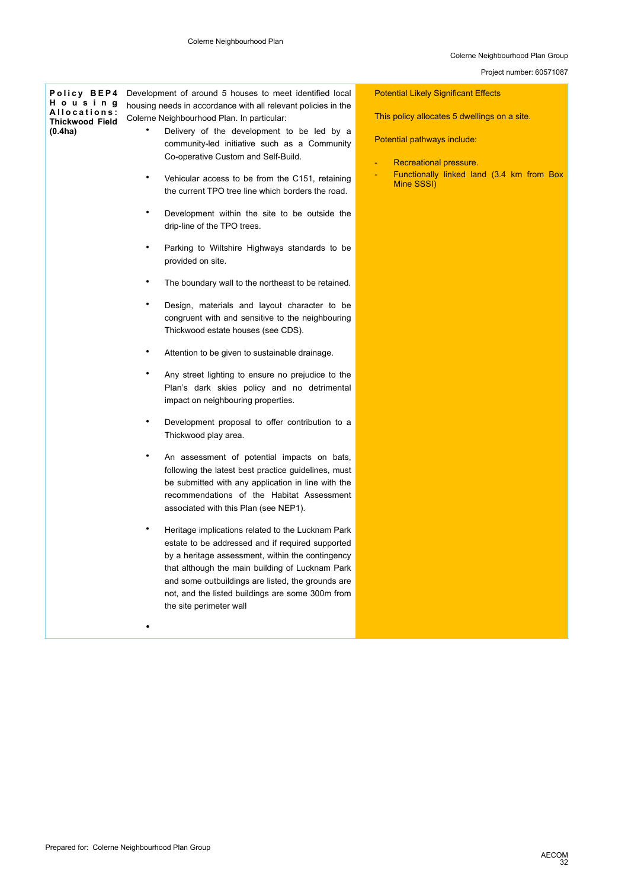| Policy BEP4 Housing Allocations: Thickwood Field (0.4ha) | Development of around 5 houses to meet identified local housing needs in accordance with all relevant policies in the Colerne Neighbourhood Plan. In particular:<br>• Delivery of the development to be led by a community-led initiative such as a Community Co-operative Custom and Self-Build.<br>• Vehicular access to be from the C151, retaining the current TPO tree line which borders the road.<br>• Development within the site to be outside the drip-line of the TPO trees.<br>• Parking to Wiltshire Highways standards to be provided on site.<br>• The boundary wall to the northeast to be retained.<br>• Design, materials and layout character to be congruent with and sensitive to the neighbouring Thickwood estate houses (see CDS).<br>• Attention to be given to sustainable drainage.<br>• Any street lighting to ensure no prejudice to the Plan's dark skies policy and no detrimental impact on neighbouring properties.<br>• Development proposal to offer contribution to a Thickwood play area.<br>• An assessment of potential impacts on bats, following the latest best practice guidelines, must be submitted with any application in line with the recommendations of the Habitat Assessment associated with this Plan (see NEP1).<br>• Heritage implications related to the Lucknam Park estate to be addressed and if required supported by a heritage assessment, within the contingency that although the main building of Lucknam Park and some outbuildings are listed, the grounds are not, and the listed buildings are some 300m from the site perimeter wall<br>• | Potential Likely Significant Effects<br><br>This policy allocates 5 dwellings on a site.<br><br>Potential pathways include:<br><br>- Recreational pressure.<br>- Functionally linked land (3.4 km from Box Mine SSSI) |
|---|---|---|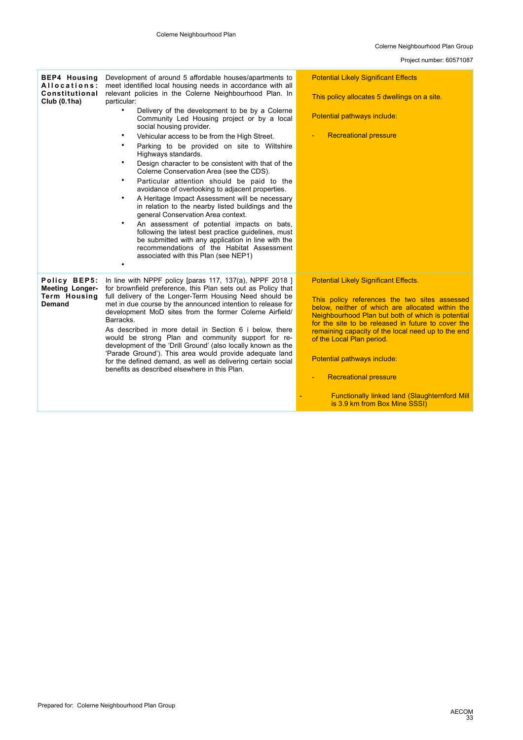| | | |
|---|---|---|
| **BEP4 Housing Allocations: Constitutional Club (0.1ha)** | Development of around 5 affordable houses/apartments to meet identified local housing needs in accordance with all relevant policies in the Colerne Neighbourhood Plan. In particular:<br>• Delivery of the development to be by a Colerne Community Led Housing project or by a local social housing provider.<br>• Vehicular access to be from the High Street.<br>• Parking to be provided on site to Wiltshire Highways standards.<br>• Design character to be consistent with that of the Colerne Conservation Area (see the CDS).<br>• Particular attention should be paid to the avoidance of overlooking to adjacent properties.<br>• A Heritage Impact Assessment will be necessary in relation to the nearby listed buildings and the general Conservation Area context.<br>• An assessment of potential impacts on bats, following the latest best practice guidelines, must be submitted with any application in line with the recommendations of the Habitat Assessment associated with this Plan (see NEP1)<br>• | Potential Likely Significant Effects<br><br>This policy allocates 5 dwellings on a site.<br><br>Potential pathways include:<br><br>- Recreational pressure |
| **Policy BEP5: Meeting Longer-Term Housing Demand** | In line with NPPF policy [paras 117, 137(a), NPPF 2018 ] for brownfield preference, this Plan sets out as Policy that full delivery of the Longer-Term Housing Need should be met in due course by the announced intention to release for development MoD sites from the former Colerne Airfield/ Barracks.<br><br>As described in more detail in Section 6 i below, there would be strong Plan and community support for re-development of the 'Drill Ground' (also locally known as the 'Parade Ground'). This area would provide adequate land for the defined demand, as well as delivering certain social benefits as described elsewhere in this Plan. | Potential Likely Significant Effects.<br><br>This policy references the two sites assessed below, neither of which are allocated within the Neighbourhood Plan but both of which is potential for the site to be released in future to cover the remaining capacity of the local need up to the end of the Local Plan period.<br><br>Potential pathways include:<br><br>- Recreational pressure<br><br>- Functionally linked land (Slaughternford Mill is 3.9 km from Box Mine SSSI) |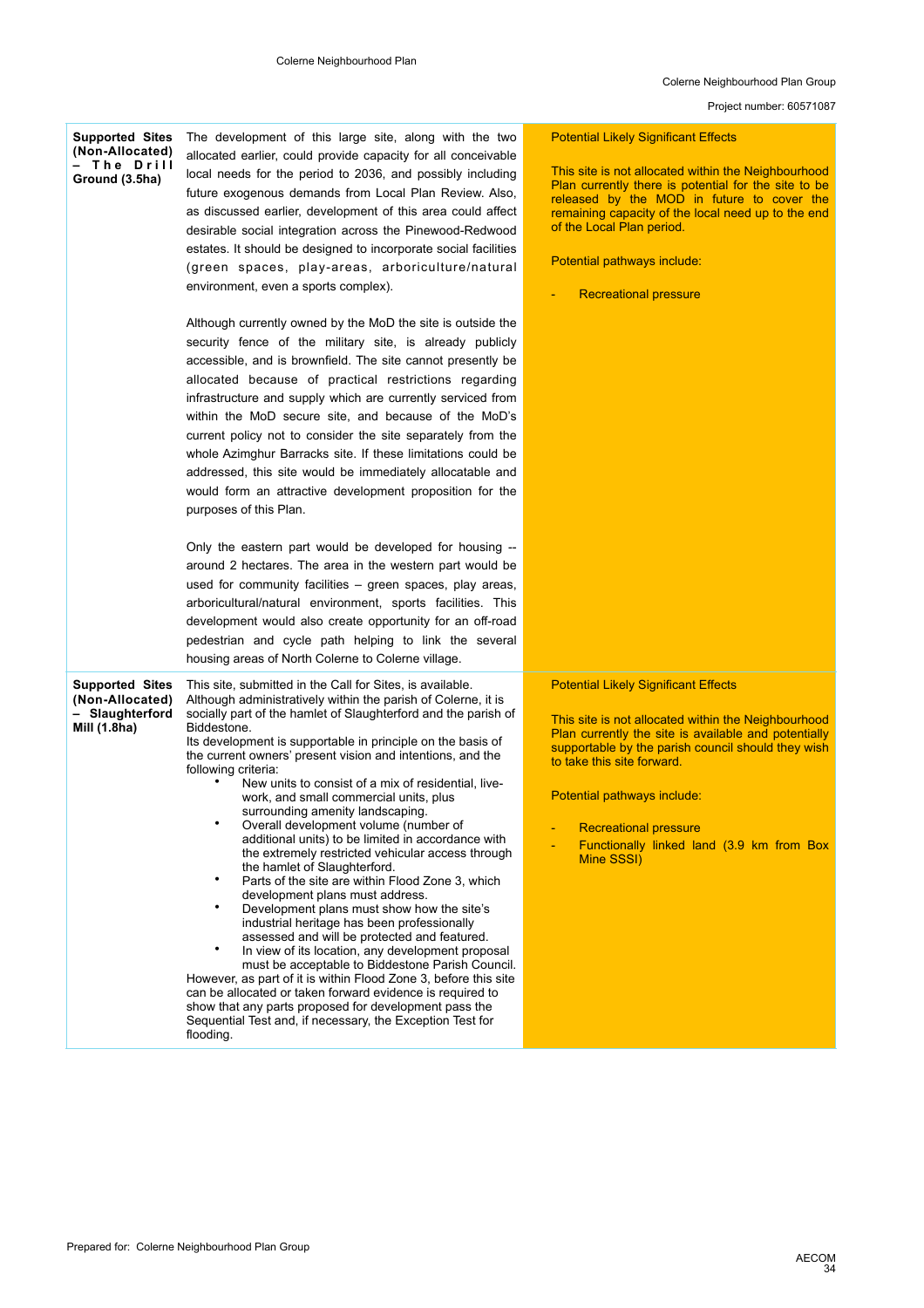| | | |
|---|---|---|
| **Supported Sites (Non-Allocated) – The Drill Ground (3.5ha)** | The development of this large site, along with the two allocated earlier, could provide capacity for all conceivable local needs for the period to 2036, and possibly including future exogenous demands from Local Plan Review. Also, as discussed earlier, development of this area could affect desirable social integration across the Pinewood-Redwood estates. It should be designed to incorporate social facilities (green spaces, play-areas, arboriculture/natural environment, even a sports complex).<br><br>Although currently owned by the MoD the site is outside the security fence of the military site, is already publicly accessible, and is brownfield. The site cannot presently be allocated because of practical restrictions regarding infrastructure and supply which are currently serviced from within the MoD secure site, and because of the MoD's current policy not to consider the site separately from the whole Azimghur Barracks site. If these limitations could be addressed, this site would be immediately allocatable and would form an attractive development proposition for the purposes of this Plan.<br><br>Only the eastern part would be developed for housing -- around 2 hectares. The area in the western part would be used for community facilities – green spaces, play areas, arboricultural/natural environment, sports facilities. This development would also create opportunity for an off-road pedestrian and cycle path helping to link the several housing areas of North Colerne to Colerne village. | Potential Likely Significant Effects<br><br>This site is not allocated within the Neighbourhood Plan currently there is potential for the site to be released by the MOD in future to cover the remaining capacity of the local need up to the end of the Local Plan period.<br><br>Potential pathways include:<br><br>- Recreational pressure |
| **Supported Sites (Non-Allocated) – Slaughterford Mill (1.8ha)** | This site, submitted in the Call for Sites, is available. Although administratively within the parish of Colerne, it is socially part of the hamlet of Slaughterford and the parish of Biddestone.<br>Its development is supportable in principle on the basis of the current owners' present vision and intentions, and the following criteria:<br>• New units to consist of a mix of residential, live-work, and small commercial units, plus surrounding amenity landscaping.<br>• Overall development volume (number of additional units) to be limited in accordance with the extremely restricted vehicular access through the hamlet of Slaughterford.<br>• Parts of the site are within Flood Zone 3, which development plans must address.<br>• Development plans must show how the site's industrial heritage has been professionally assessed and will be protected and featured.<br>• In view of its location, any development proposal must be acceptable to Biddestone Parish Council.<br>However, as part of it is within Flood Zone 3, before this site can be allocated or taken forward evidence is required to show that any parts proposed for development pass the Sequential Test and, if necessary, the Exception Test for flooding. | Potential Likely Significant Effects<br><br>This site is not allocated within the Neighbourhood Plan currently the site is available and potentially supportable by the parish council should they wish to take this site forward.<br><br>Potential pathways include:<br><br>- Recreational pressure<br>- Functionally linked land (3.9 km from Box Mine SSSI) |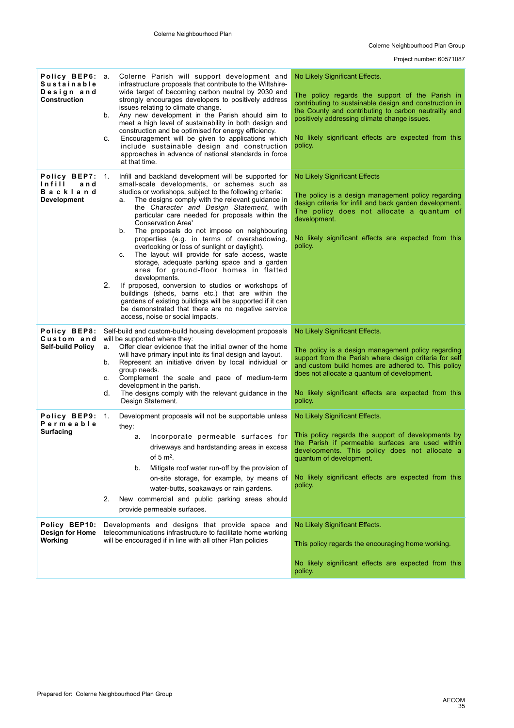| Policy | Policy Text | Assessment |
|---|---|---|
| **Policy BEP6: Sustainable Design and Construction** | a. Colerne Parish will support development and infrastructure proposals that contribute to the Wiltshire-wide target of becoming carbon neutral by 2030 and strongly encourages developers to positively address issues relating to climate change.<br>b. Any new development in the Parish should aim to meet a high level of sustainability in both design and construction and be optimised for energy efficiency.<br>c. Encouragement will be given to applications which include sustainable design and construction approaches in advance of national standards in force at that time. | No Likely Significant Effects.<br><br>The policy regards the support of the Parish in contributing to sustainable design and construction in the County and contributing to carbon neutrality and positively addressing climate change issues.<br><br>No likely significant effects are expected from this policy. |
| **Policy BEP7: Infill and Backland Development** | 1. Infill and backland development will be supported for small-scale developments, or schemes such as studios or workshops, subject to the following criteria:<br>a. The designs comply with the relevant guidance in the *Character and Design Statement*, with particular care needed for proposals within the Conservation Area'<br>b. The proposals do not impose on neighbouring properties (e.g. in terms of overshadowing, overlooking or loss of sunlight or daylight).<br>c. The layout will provide for safe access, waste storage, adequate parking space and a garden area for ground-floor homes in flatted developments.<br>2. If proposed, conversion to studios or workshops of buildings (sheds, barns etc.) that are within the gardens of existing buildings will be supported if it can be demonstrated that there are no negative service access, noise or social impacts. | No Likely Significant Effects<br><br>The policy is a design management policy regarding design criteria for infill and back garden development. The policy does not allocate a quantum of development.<br><br>No likely significant effects are expected from this policy. |
| **Policy BEP8: Custom and Self-build Policy** | Self-build and custom-build housing development proposals will be supported where they:<br>a. Offer clear evidence that the initial owner of the home will have primary input into its final design and layout.<br>b. Represent an initiative driven by local individual or group needs.<br>c. Complement the scale and pace of medium-term development in the parish.<br>d. The designs comply with the relevant guidance in the Design Statement. | No Likely Significant Effects.<br><br>The policy is a design management policy regarding support from the Parish where design criteria for self and custom build homes are adhered to. This policy does not allocate a quantum of development.<br><br>No likely significant effects are expected from this policy. |
| **Policy BEP9: Permeable Surfacing** | 1. Development proposals will not be supportable unless they:<br>a. Incorporate permeable surfaces for driveways and hardstanding areas in excess of 5 m².<br>b. Mitigate roof water run-off by the provision of on-site storage, for example, by means of water-butts, soakaways or rain gardens.<br>2. New commercial and public parking areas should provide permeable surfaces. | No Likely Significant Effects.<br><br>This policy regards the support of developments by the Parish if permeable surfaces are used within developments. This policy does not allocate a quantum of development.<br><br>No likely significant effects are expected from this policy. |
| **Policy BEP10: Design for Home Working** | Developments and designs that provide space and telecommunications infrastructure to facilitate home working will be encouraged if in line with all other Plan policies | No Likely Significant Effects.<br><br>This policy regards the encouraging home working.<br><br>No likely significant effects are expected from this policy. |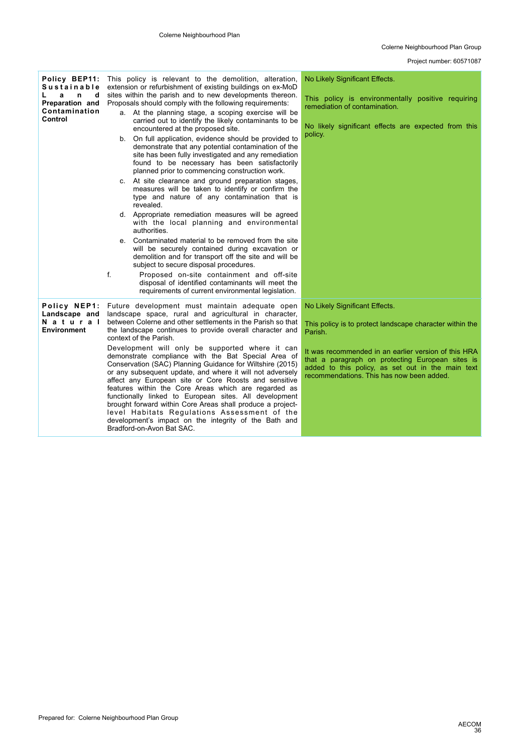| | | |
|---|---|---|
| **Policy BEP11: Sustainable Land Preparation and Contamination Control** | This policy is relevant to the demolition, alteration, extension or refurbishment of existing buildings on ex-MoD sites within the parish and to new developments thereon. Proposals should comply with the following requirements:<br>a. At the planning stage, a scoping exercise will be carried out to identify the likely contaminants to be encountered at the proposed site.<br>b. On full application, evidence should be provided to demonstrate that any potential contamination of the site has been fully investigated and any remediation found to be necessary has been satisfactorily planned prior to commencing construction work.<br>c. At site clearance and ground preparation stages, measures will be taken to identify or confirm the type and nature of any contamination that is revealed.<br>d. Appropriate remediation measures will be agreed with the local planning and environmental authorities.<br>e. Contaminated material to be removed from the site will be securely contained during excavation or demolition and for transport off the site and will be subject to secure disposal procedures.<br>f. Proposed on-site containment and off-site disposal of identified contaminants will meet the requirements of current environmental legislation. | No Likely Significant Effects.<br><br>This policy is environmentally positive requiring remediation of contamination.<br><br>No likely significant effects are expected from this policy. |
| **Policy NEP1: Landscape and Natural Environment** | Future development must maintain adequate open landscape space, rural and agricultural in character, between Colerne and other settlements in the Parish so that the landscape continues to provide overall character and context of the Parish.<br><br>Development will only be supported where it can demonstrate compliance with the Bat Special Area of Conservation (SAC) Planning Guidance for Wiltshire (2015) or any subsequent update, and where it will not adversely affect any European site or Core Roosts and sensitive features within the Core Areas which are regarded as functionally linked to European sites. All development brought forward within Core Areas shall produce a project-level Habitats Regulations Assessment of the development's impact on the integrity of the Bath and Bradford-on-Avon Bat SAC. | No Likely Significant Effects.<br><br>This policy is to protect landscape character within the Parish.<br><br>It was recommended in an earlier version of this HRA that a paragraph on protecting European sites is added to this policy, as set out in the main text recommendations. This has now been added. |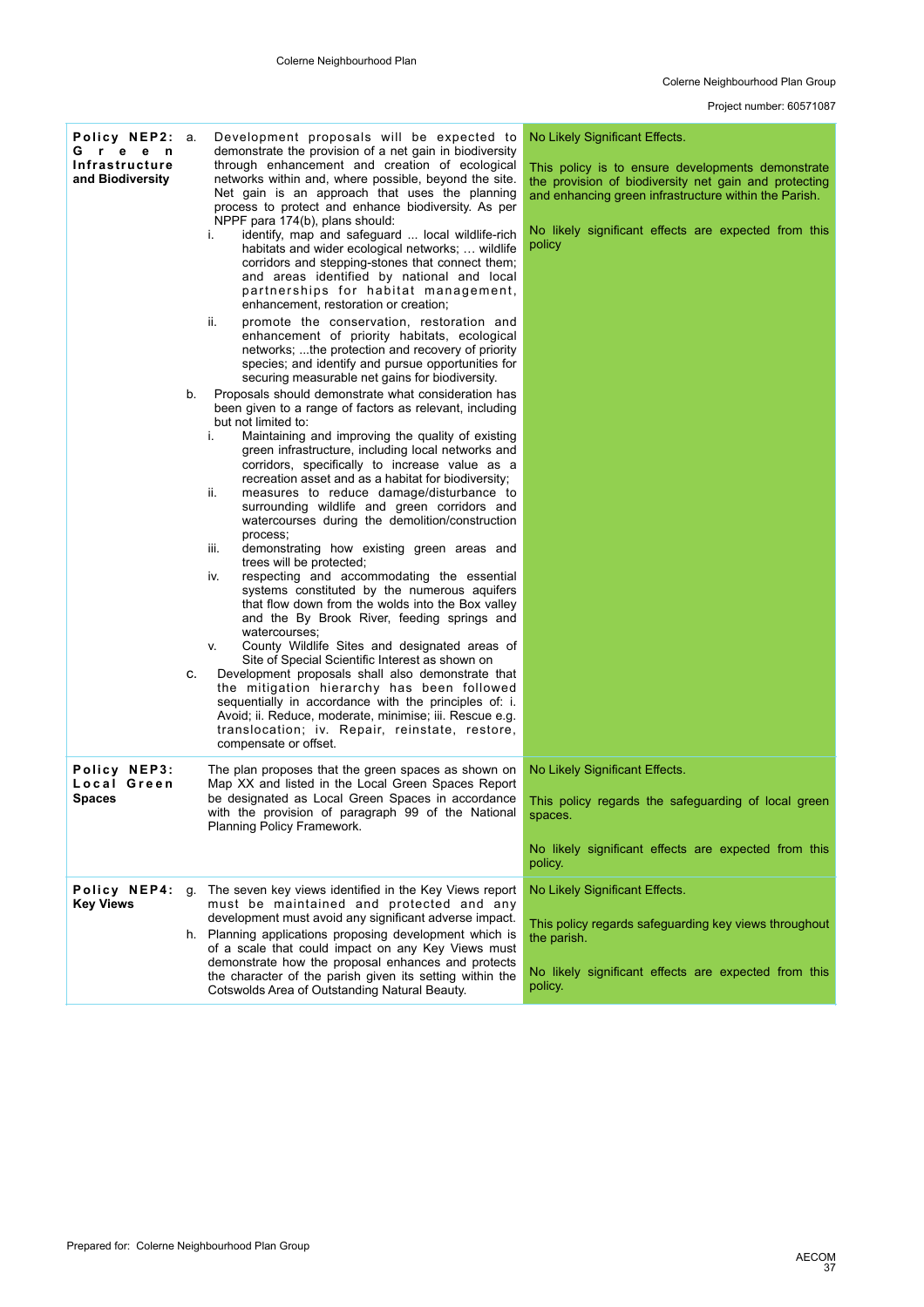| | | |
|---|---|---|
| **Policy NEP2: Green Infrastructure and Biodiversity** | a. Development proposals will be expected to demonstrate the provision of a net gain in biodiversity through enhancement and creation of ecological networks within and, where possible, beyond the site. Net gain is an approach that uses the planning process to protect and enhance biodiversity. As per NPPF para 174(b), plans should:<br>i. identify, map and safeguard ... local wildlife-rich habitats and wider ecological networks; … wildlife corridors and stepping-stones that connect them; and areas identified by national and local partnerships for habitat management, enhancement, restoration or creation;<br>ii. promote the conservation, restoration and enhancement of priority habitats, ecological networks; ...the protection and recovery of priority species; and identify and pursue opportunities for securing measurable net gains for biodiversity.<br>b. Proposals should demonstrate what consideration has been given to a range of factors as relevant, including but not limited to:<br>i. Maintaining and improving the quality of existing green infrastructure, including local networks and corridors, specifically to increase value as a recreation asset and as a habitat for biodiversity;<br>ii. measures to reduce damage/disturbance to surrounding wildlife and green corridors and watercourses during the demolition/construction process;<br>iii. demonstrating how existing green areas and trees will be protected;<br>iv. respecting and accommodating the essential systems constituted by the numerous aquifers that flow down from the wolds into the Box valley and the By Brook River, feeding springs and watercourses;<br>v. County Wildlife Sites and designated areas of Site of Special Scientific Interest as shown on<br>c. Development proposals shall also demonstrate that the mitigation hierarchy has been followed sequentially in accordance with the principles of: i. Avoid; ii. Reduce, moderate, minimise; iii. Rescue e.g. translocation; iv. Repair, reinstate, restore, compensate or offset. | No Likely Significant Effects.<br><br>This policy is to ensure developments demonstrate the provision of biodiversity net gain and protecting and enhancing green infrastructure within the Parish.<br><br>No likely significant effects are expected from this policy |
| **Policy NEP3: Local Green Spaces** | The plan proposes that the green spaces as shown on Map XX and listed in the Local Green Spaces Report be designated as Local Green Spaces in accordance with the provision of paragraph 99 of the National Planning Policy Framework. | No Likely Significant Effects.<br><br>This policy regards the safeguarding of local green spaces.<br><br>No likely significant effects are expected from this policy. |
| **Policy NEP4: Key Views** | g. The seven key views identified in the Key Views report must be maintained and protected and any development must avoid any significant adverse impact.<br>h. Planning applications proposing development which is of a scale that could impact on any Key Views must demonstrate how the proposal enhances and protects the character of the parish given its setting within the Cotswolds Area of Outstanding Natural Beauty. | No Likely Significant Effects.<br><br>This policy regards safeguarding key views throughout the parish.<br><br>No likely significant effects are expected from this policy. |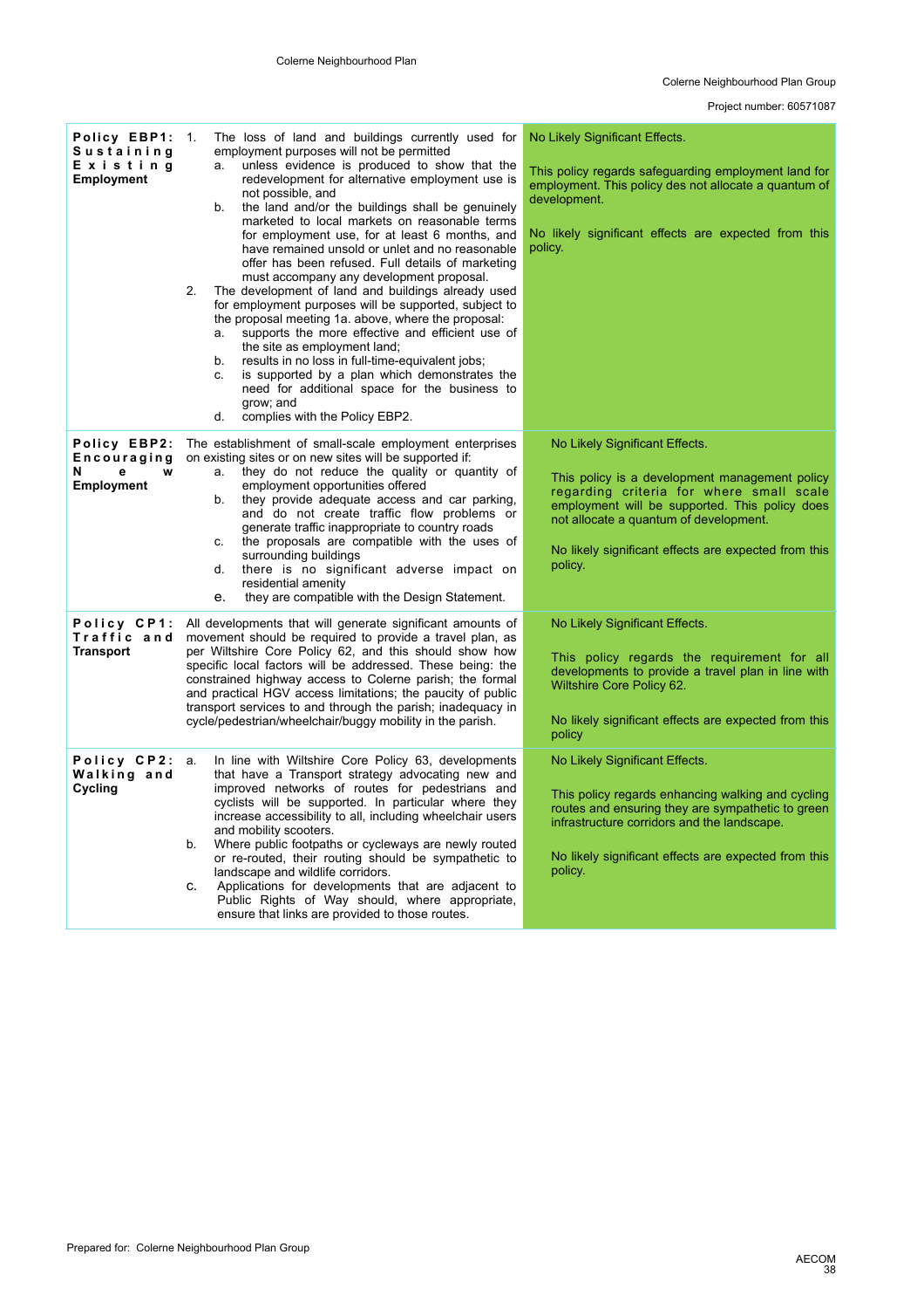| Policy | Policy Text | Assessment |
|---|---|---|
| **Policy EBP1: Sustaining Existing Employment** | 1. The loss of land and buildings currently used for employment purposes will not be permitted<br>a. unless evidence is produced to show that the redevelopment for alternative employment use is not possible, and<br>b. the land and/or the buildings shall be genuinely marketed to local markets on reasonable terms for employment use, for at least 6 months, and have remained unsold or unlet and no reasonable offer has been refused. Full details of marketing must accompany any development proposal.<br>2. The development of land and buildings already used for employment purposes will be supported, subject to the proposal meeting 1a. above, where the proposal:<br>a. supports the more effective and efficient use of the site as employment land;<br>b. results in no loss in full-time-equivalent jobs;<br>c. is supported by a plan which demonstrates the need for additional space for the business to grow; and<br>d. complies with the Policy EBP2. | No Likely Significant Effects.<br><br>This policy regards safeguarding employment land for employment. This policy des not allocate a quantum of development.<br><br>No likely significant effects are expected from this policy. |
| **Policy EBP2: Encouraging New Employment** | The establishment of small-scale employment enterprises on existing sites or on new sites will be supported if:<br>a. they do not reduce the quality or quantity of employment opportunities offered<br>b. they provide adequate access and car parking, and do not create traffic flow problems or generate traffic inappropriate to country roads<br>c. the proposals are compatible with the uses of surrounding buildings<br>d. there is no significant adverse impact on residential amenity<br>e. they are compatible with the Design Statement. | No Likely Significant Effects.<br><br>This policy is a development management policy regarding criteria for where small scale employment will be supported. This policy does not allocate a quantum of development.<br><br>No likely significant effects are expected from this policy. |
| **Policy CP1: Traffic and Transport** | All developments that will generate significant amounts of movement should be required to provide a travel plan, as per Wiltshire Core Policy 62, and this should show how specific local factors will be addressed. These being: the constrained highway access to Colerne parish; the formal and practical HGV access limitations; the paucity of public transport services to and through the parish; inadequacy in cycle/pedestrian/wheelchair/buggy mobility in the parish. | No Likely Significant Effects.<br><br>This policy regards the requirement for all developments to provide a travel plan in line with Wiltshire Core Policy 62.<br><br>No likely significant effects are expected from this policy |
| **Policy CP2: Walking and Cycling** | a. In line with Wiltshire Core Policy 63, developments that have a Transport strategy advocating new and improved networks of routes for pedestrians and cyclists will be supported. In particular where they increase accessibility to all, including wheelchair users and mobility scooters.<br>b. Where public footpaths or cycleways are newly routed or re-routed, their routing should be sympathetic to landscape and wildlife corridors.<br>c. Applications for developments that are adjacent to Public Rights of Way should, where appropriate, ensure that links are provided to those routes. | No Likely Significant Effects.<br><br>This policy regards enhancing walking and cycling routes and ensuring they are sympathetic to green infrastructure corridors and the landscape.<br><br>No likely significant effects are expected from this policy. |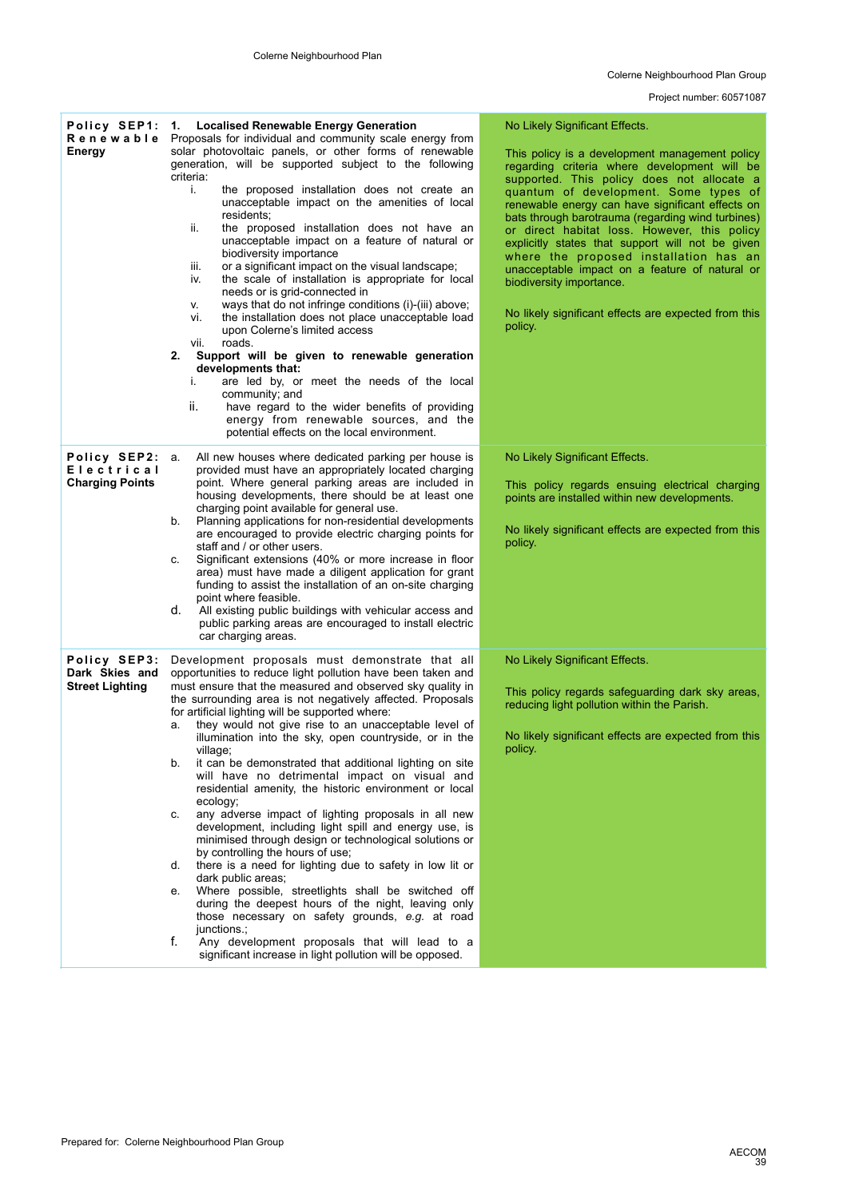| Policy | Policy Text | Assessment |
|---|---|---|
| **Policy SEP1: Renewable Energy** | **1. Localised Renewable Energy Generation**<br>Proposals for individual and community scale energy from solar photovoltaic panels, or other forms of renewable generation, will be supported subject to the following criteria:<br>i. the proposed installation does not create an unacceptable impact on the amenities of local residents;<br>ii. the proposed installation does not have an unacceptable impact on a feature of natural or biodiversity importance<br>iii. or a significant impact on the visual landscape;<br>iv. the scale of installation is appropriate for local needs or is grid-connected in<br>v. ways that do not infringe conditions (i)-(iii) above;<br>vi. the installation does not place unacceptable load upon Colerne's limited access<br>vii. roads.<br>**2. Support will be given to renewable generation developments that:**<br>i. are led by, or meet the needs of the local community; and<br>ii. have regard to the wider benefits of providing energy from renewable sources, and the potential effects on the local environment. | No Likely Significant Effects.<br><br>This policy is a development management policy regarding criteria where development will be supported. This policy does not allocate a quantum of development. Some types of renewable energy can have significant effects on bats through barotrauma (regarding wind turbines) or direct habitat loss. However, this policy explicitly states that support will not be given where the proposed installation has an unacceptable impact on a feature of natural or biodiversity importance.<br><br>No likely significant effects are expected from this policy. |
| **Policy SEP2: Electrical Charging Points** | a. All new houses where dedicated parking per house is provided must have an appropriately located charging point. Where general parking areas are included in housing developments, there should be at least one charging point available for general use.<br>b. Planning applications for non-residential developments are encouraged to provide electric charging points for staff and / or other users.<br>c. Significant extensions (40% or more increase in floor area) must have made a diligent application for grant funding to assist the installation of an on-site charging point where feasible.<br>d. All existing public buildings with vehicular access and public parking areas are encouraged to install electric car charging areas. | No Likely Significant Effects.<br><br>This policy regards ensuing electrical charging points are installed within new developments.<br><br>No likely significant effects are expected from this policy. |
| **Policy SEP3: Dark Skies and Street Lighting** | Development proposals must demonstrate that all opportunities to reduce light pollution have been taken and must ensure that the measured and observed sky quality in the surrounding area is not negatively affected. Proposals for artificial lighting will be supported where:<br>a. they would not give rise to an unacceptable level of illumination into the sky, open countryside, or in the village;<br>b. it can be demonstrated that additional lighting on site will have no detrimental impact on visual and residential amenity, the historic environment or local ecology;<br>c. any adverse impact of lighting proposals in all new development, including light spill and energy use, is minimised through design or technological solutions or by controlling the hours of use;<br>d. there is a need for lighting due to safety in low lit or dark public areas;<br>e. Where possible, streetlights shall be switched off during the deepest hours of the night, leaving only those necessary on safety grounds, *e.g.* at road junctions.;<br>f. Any development proposals that will lead to a significant increase in light pollution will be opposed. | No Likely Significant Effects.<br><br>This policy regards safeguarding dark sky areas, reducing light pollution within the Parish.<br><br>No likely significant effects are expected from this policy. |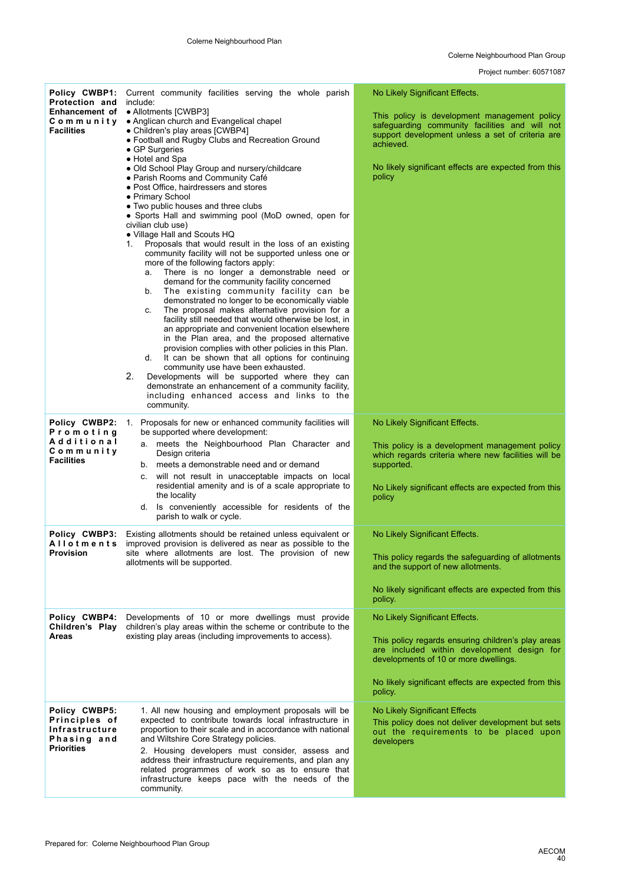| | | |
|---|---|---|
| **Policy CWBP1: Protection and Enhancement of Community Facilities** | Current community facilities serving the whole parish include:<br>• Allotments [CWBP3]<br>• Anglican church and Evangelical chapel<br>• Children's play areas [CWBP4]<br>• Football and Rugby Clubs and Recreation Ground<br>• GP Surgeries<br>• Hotel and Spa<br>• Old School Play Group and nursery/childcare<br>• Parish Rooms and Community Café<br>• Post Office, hairdressers and stores<br>• Primary School<br>• Two public houses and three clubs<br>• Sports Hall and swimming pool (MoD owned, open for civilian club use)<br>• Village Hall and Scouts HQ<br>1. Proposals that would result in the loss of an existing community facility will not be supported unless one or more of the following factors apply:<br>a. There is no longer a demonstrable need or demand for the community facility concerned<br>b. The existing community facility can be demonstrated no longer to be economically viable<br>c. The proposal makes alternative provision for a facility still needed that would otherwise be lost, in an appropriate and convenient location elsewhere in the Plan area, and the proposed alternative provision complies with other policies in this Plan.<br>d. It can be shown that all options for continuing community use have been exhausted.<br>2. Developments will be supported where they can demonstrate an enhancement of a community facility, including enhanced access and links to the community. | No Likely Significant Effects.<br><br>This policy is development management policy safeguarding community facilities and will not support development unless a set of criteria are achieved.<br><br>No likely significant effects are expected from this policy |
| **Policy CWBP2: Promoting Additional Community Facilities** | 1. Proposals for new or enhanced community facilities will be supported where development:<br>a. meets the Neighbourhood Plan Character and Design criteria<br>b. meets a demonstrable need and or demand<br>c. will not result in unacceptable impacts on local residential amenity and is of a scale appropriate to the locality<br>d. Is conveniently accessible for residents of the parish to walk or cycle. | No Likely Significant Effects.<br><br>This policy is a development management policy which regards criteria where new facilities will be supported.<br><br>No Likely significant effects are expected from this policy |
| **Policy CWBP3: Allotments Provision** | Existing allotments should be retained unless equivalent or improved provision is delivered as near as possible to the site where allotments are lost. The provision of new allotments will be supported. | No Likely Significant Effects.<br><br>This policy regards the safeguarding of allotments and the support of new allotments.<br><br>No likely significant effects are expected from this policy. |
| **Policy CWBP4: Children's Play Areas** | Developments of 10 or more dwellings must provide children's play areas within the scheme or contribute to the existing play areas (including improvements to access). | No Likely Significant Effects.<br><br>This policy regards ensuring children's play areas are included within development design for developments of 10 or more dwellings.<br><br>No likely significant effects are expected from this policy. |
| **Policy CWBP5: Principles of Infrastructure Phasing and Priorities** | 1. All new housing and employment proposals will be expected to contribute towards local infrastructure in proportion to their scale and in accordance with national and Wiltshire Core Strategy policies.<br>2. Housing developers must consider, assess and address their infrastructure requirements, and plan any related programmes of work so as to ensure that infrastructure keeps pace with the needs of the community. | No Likely Significant Effects<br>This policy does not deliver development but sets out the requirements to be placed upon developers |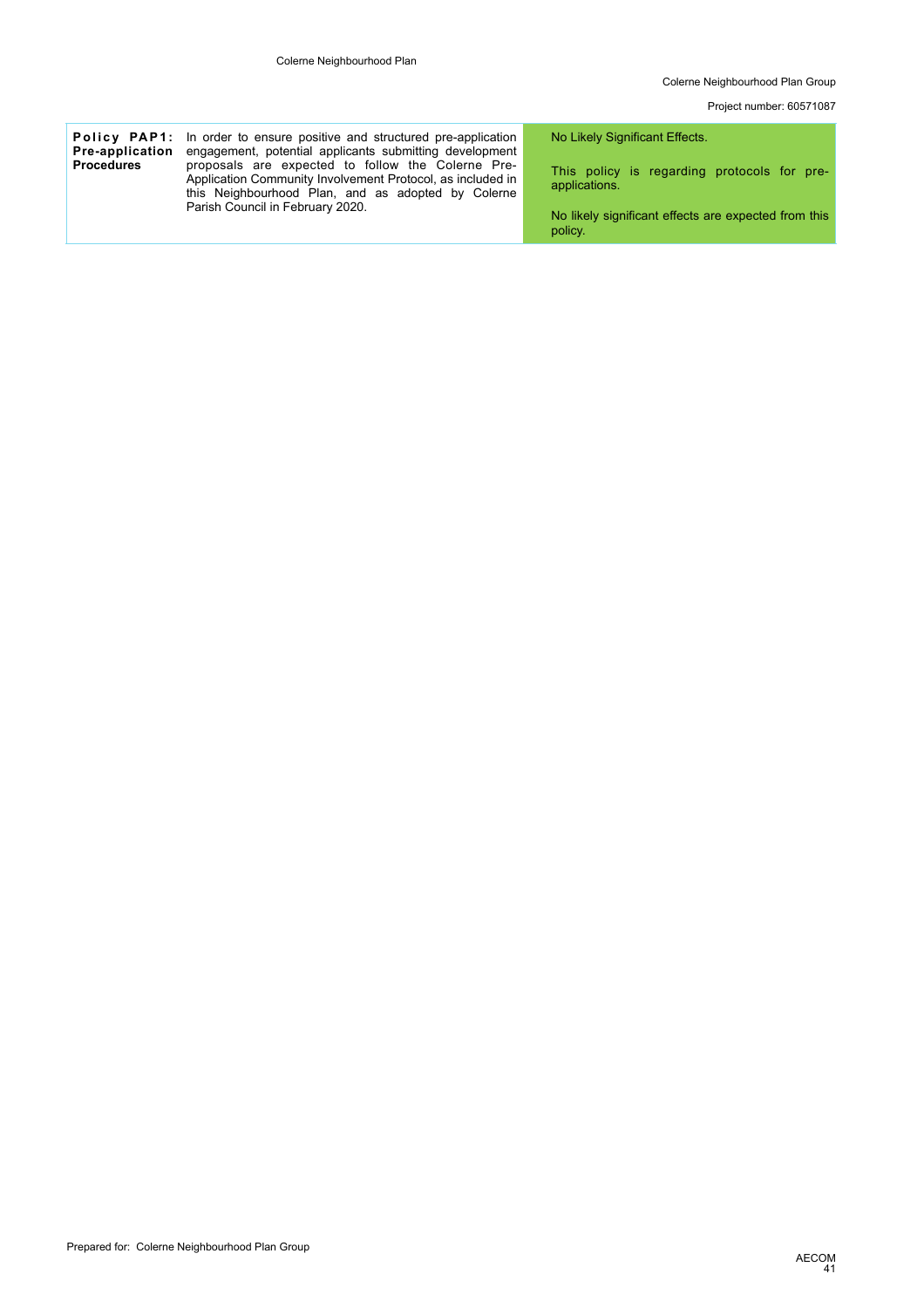| | | |
|---|---|---|
| **Policy PAP1: Pre-application Procedures** | In order to ensure positive and structured pre-application engagement, potential applicants submitting development proposals are expected to follow the Colerne Pre-Application Community Involvement Protocol, as included in this Neighbourhood Plan, and as adopted by Colerne Parish Council in February 2020. | No Likely Significant Effects.<br><br>This policy is regarding protocols for pre-applications.<br><br>No likely significant effects are expected from this policy. |